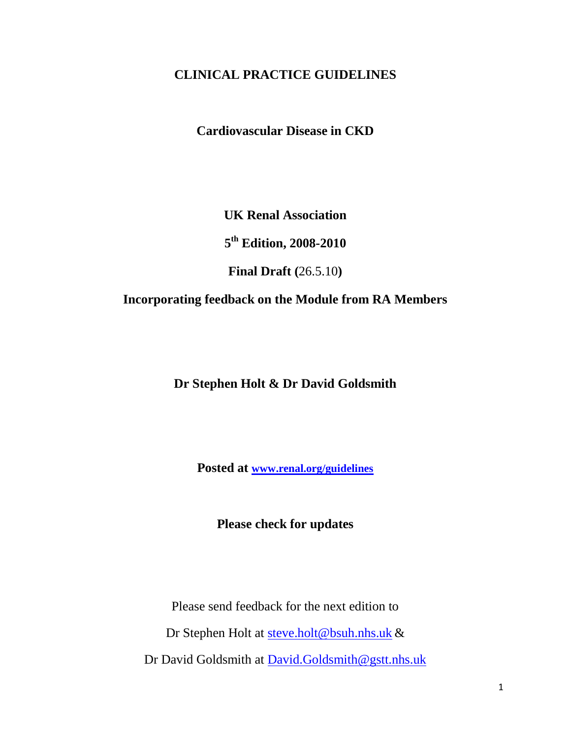# CLINICAL PRACTICE GUIDELINES

## Cardiovascular Disease in CKD

**UK Renal Association**

**5th Edition, 2008-2010**

**Final Draft (**26.5.10**)**

**Incorporating feedback on the Module from RA Members**

**Dr Stephen Holt & Dr David Goldsmith**

**Posted at [www.renal.org/guidelines](www.renal.org/guidelines)**

**Please check for updates**

Please send feedback for the next edition to

Dr Stephen Holt at steve.holt@bsuh.nhs.uk &

Dr David Goldsmith at David.Goldsmith@gstt.nhs.uk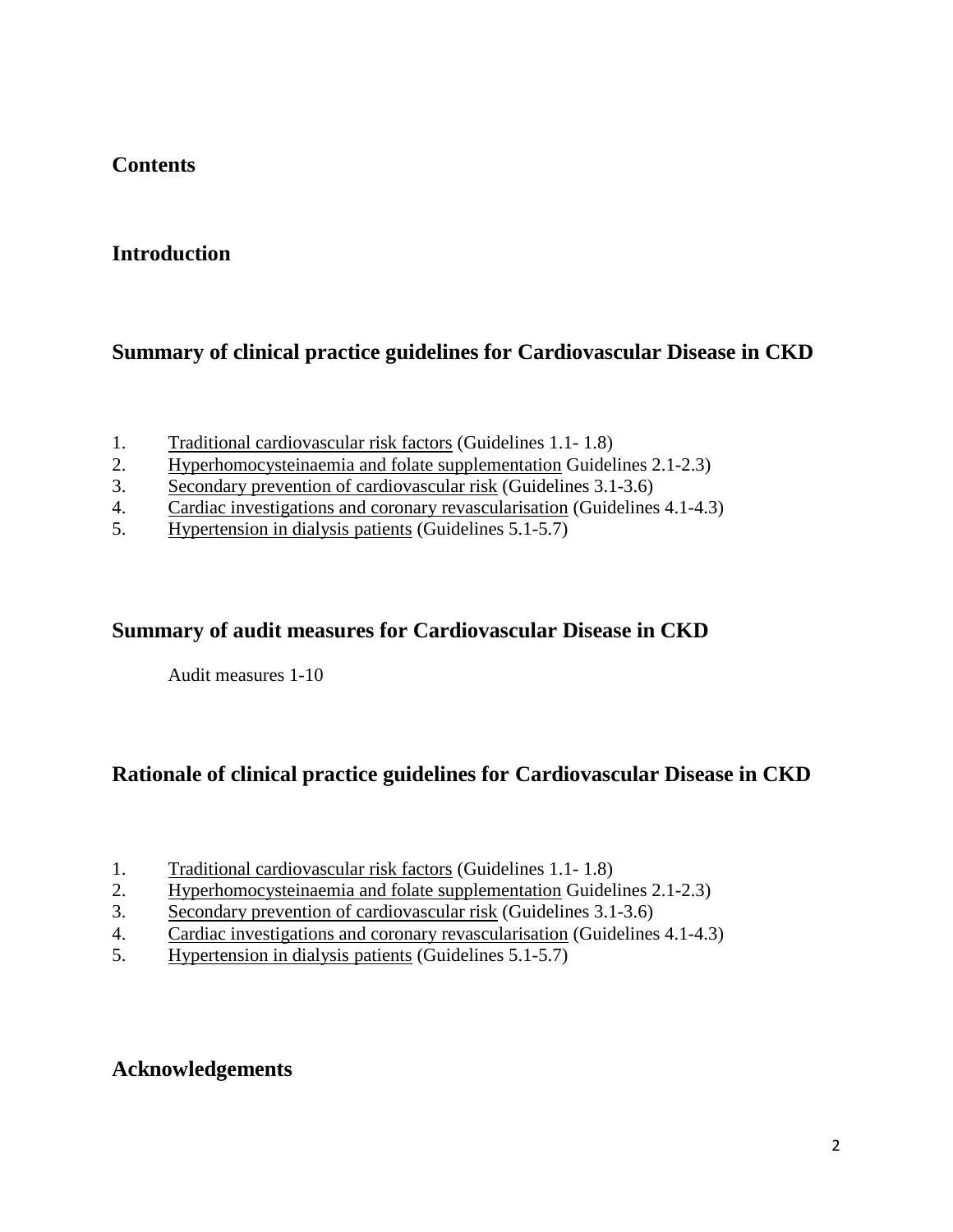## Contents

## Introduction

## Summary of clinical practice guidelines for Cardiovascular Disease in CKD

1. Traditional cardiovascular risk factors (Guidelines 1.1- 1.8)
2. Hyperhomocysteinaemia and folate supplementation Guidelines 2.1-2.3)
3. Secondary prevention of cardiovascular risk (Guidelines 3.1-3.6)
4. Cardiac investigations and coronary revascularisation (Guidelines 4.1-4.3)
5. Hypertension in dialysis patients (Guidelines 5.1-5.7)

## Summary of audit measures for Cardiovascular Disease in CKD

Audit measures 1-10

## Rationale of clinical practice guidelines for Cardiovascular Disease in CKD

1. Traditional cardiovascular risk factors (Guidelines 1.1- 1.8)
2. Hyperhomocysteinaemia and folate supplementation Guidelines 2.1-2.3)
3. Secondary prevention of cardiovascular risk (Guidelines 3.1-3.6)
4. Cardiac investigations and coronary revascularisation (Guidelines 4.1-4.3)
5. Hypertension in dialysis patients (Guidelines 5.1-5.7)

## Acknowledgements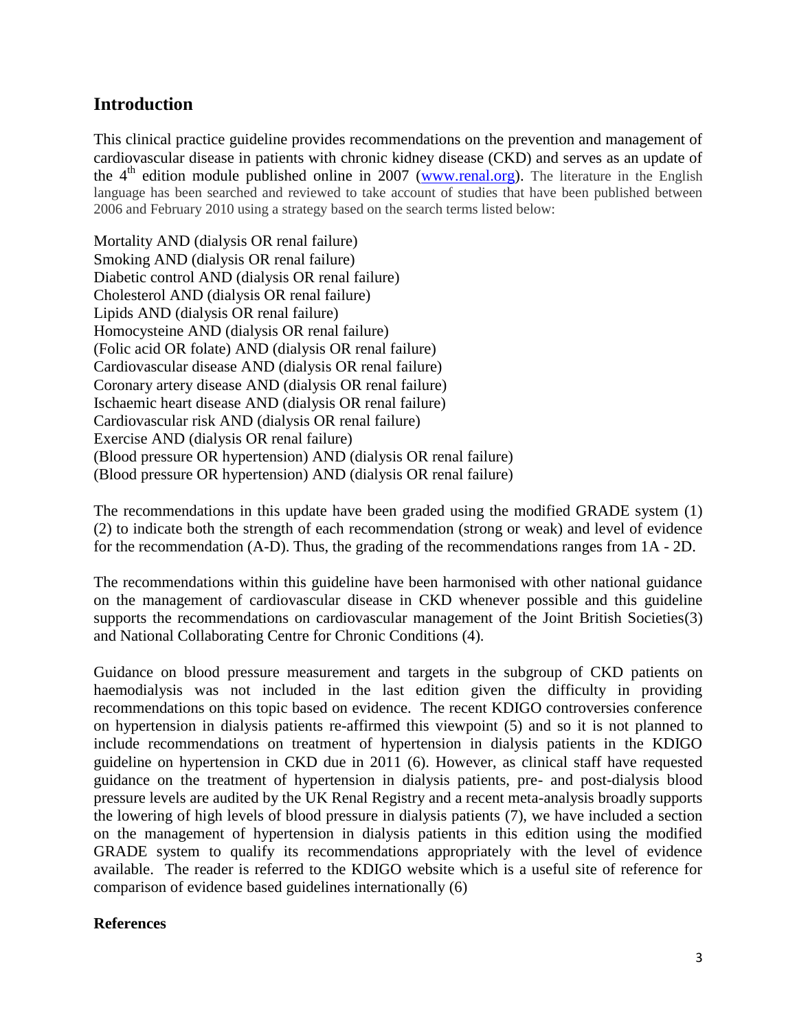## Introduction

This clinical practice guideline provides recommendations on the prevention and management of cardiovascular disease in patients with chronic kidney disease (CKD) and serves as an update of the 4[th] edition module published online in 2007 (www.renal.org). The literature in the English language has been searched and reviewed to take account of studies that have been published between 2006 and February 2010 using a strategy based on the search terms listed below:

Mortality AND (dialysis OR renal failure)
Smoking AND (dialysis OR renal failure)
Diabetic control AND (dialysis OR renal failure)
Cholesterol AND (dialysis OR renal failure)
Lipids AND (dialysis OR renal failure)
Homocysteine AND (dialysis OR renal failure)
(Folic acid OR folate) AND (dialysis OR renal failure)
Cardiovascular disease AND (dialysis OR renal failure)
Coronary artery disease AND (dialysis OR renal failure)
Ischaemic heart disease AND (dialysis OR renal failure)
Cardiovascular risk AND (dialysis OR renal failure)
Exercise AND (dialysis OR renal failure)
(Blood pressure OR hypertension) AND (dialysis OR renal failure)
(Blood pressure OR hypertension) AND (dialysis OR renal failure)

The recommendations in this update have been graded using the modified GRADE system (1) (2) to indicate both the strength of each recommendation (strong or weak) and level of evidence for the recommendation (A-D). Thus, the grading of the recommendations ranges from 1A - 2D.

The recommendations within this guideline have been harmonised with other national guidance on the management of cardiovascular disease in CKD whenever possible and this guideline supports the recommendations on cardiovascular management of the Joint British Societies(3) and National Collaborating Centre for Chronic Conditions (4).

Guidance on blood pressure measurement and targets in the subgroup of CKD patients on haemodialysis was not included in the last edition given the difficulty in providing recommendations on this topic based on evidence. The recent KDIGO controversies conference on hypertension in dialysis patients re-affirmed this viewpoint (5) and so it is not planned to include recommendations on treatment of hypertension in dialysis patients in the KDIGO guideline on hypertension in CKD due in 2011 (6). However, as clinical staff have requested guidance on the treatment of hypertension in dialysis patients, pre- and post-dialysis blood pressure levels are audited by the UK Renal Registry and a recent meta-analysis broadly supports the lowering of high levels of blood pressure in dialysis patients (7), we have included a section on the management of hypertension in dialysis patients in this edition using the modified GRADE system to qualify its recommendations appropriately with the level of evidence available. The reader is referred to the KDIGO website which is a useful site of reference for comparison of evidence based guidelines internationally (6)

**References**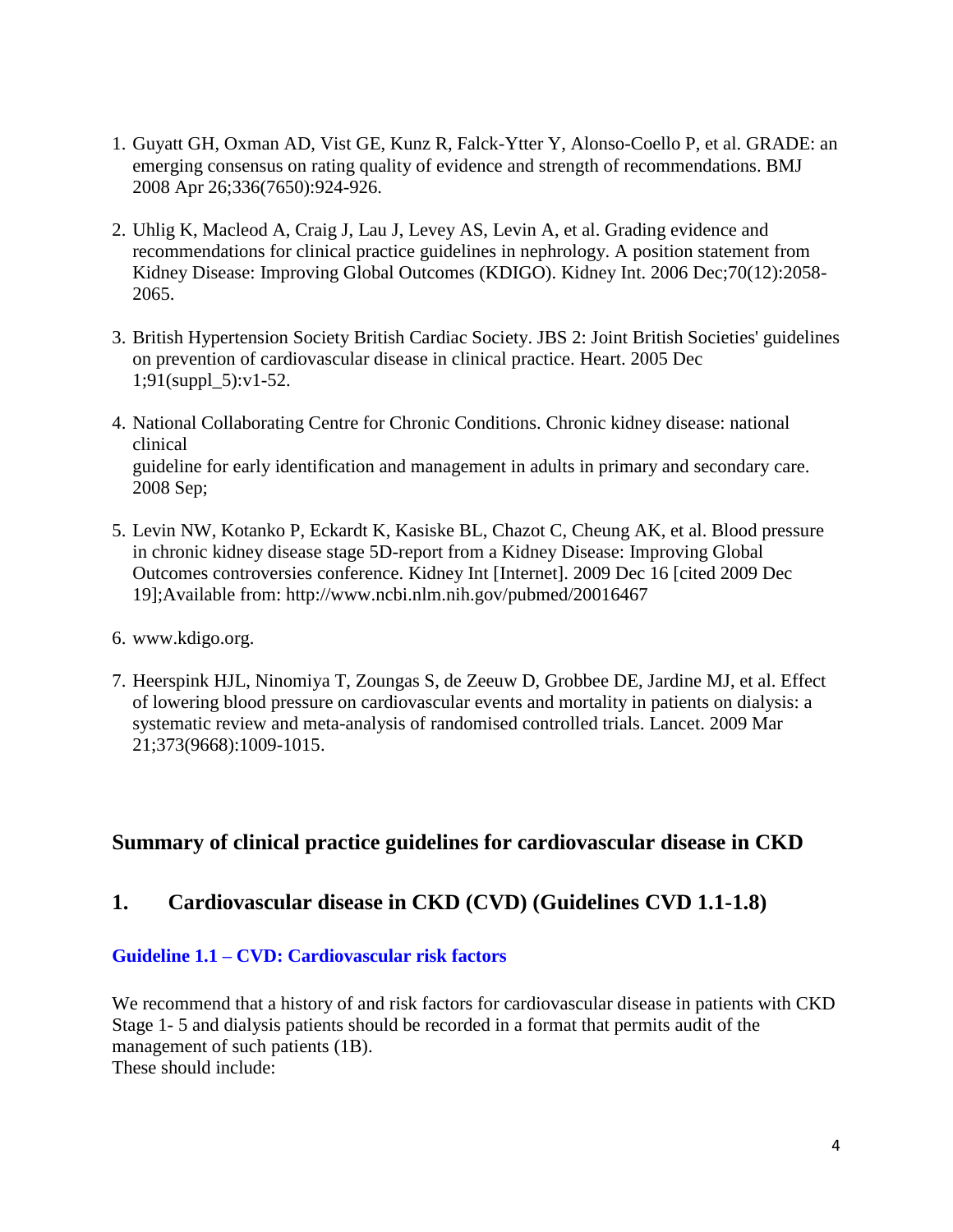1. Guyatt GH, Oxman AD, Vist GE, Kunz R, Falck-Ytter Y, Alonso-Coello P, et al. GRADE: an emerging consensus on rating quality of evidence and strength of recommendations. BMJ 2008 Apr 26;336(7650):924-926.

2. Uhlig K, Macleod A, Craig J, Lau J, Levey AS, Levin A, et al. Grading evidence and recommendations for clinical practice guidelines in nephrology. A position statement from Kidney Disease: Improving Global Outcomes (KDIGO). Kidney Int. 2006 Dec;70(12):2058-2065.

3. British Hypertension Society British Cardiac Society. JBS 2: Joint British Societies' guidelines on prevention of cardiovascular disease in clinical practice. Heart. 2005 Dec 1;91(suppl_5):v1-52.

4. National Collaborating Centre for Chronic Conditions. Chronic kidney disease: national clinical guideline for early identification and management in adults in primary and secondary care. 2008 Sep;

5. Levin NW, Kotanko P, Eckardt K, Kasiske BL, Chazot C, Cheung AK, et al. Blood pressure in chronic kidney disease stage 5D-report from a Kidney Disease: Improving Global Outcomes controversies conference. Kidney Int [Internet]. 2009 Dec 16 [cited 2009 Dec 19];Available from: http://www.ncbi.nlm.nih.gov/pubmed/20016467

6. www.kdigo.org.

7. Heerspink HJL, Ninomiya T, Zoungas S, de Zeeuw D, Grobbee DE, Jardine MJ, et al. Effect of lowering blood pressure on cardiovascular events and mortality in patients on dialysis: a systematic review and meta-analysis of randomised controlled trials. Lancet. 2009 Mar 21;373(9668):1009-1015.

## Summary of clinical practice guidelines for cardiovascular disease in CKD

## 1. Cardiovascular disease in CKD (CVD) (Guidelines CVD 1.1-1.8)

### Guideline 1.1 – CVD: Cardiovascular risk factors

We recommend that a history of and risk factors for cardiovascular disease in patients with CKD Stage 1- 5 and dialysis patients should be recorded in a format that permits audit of the management of such patients (1B).
These should include: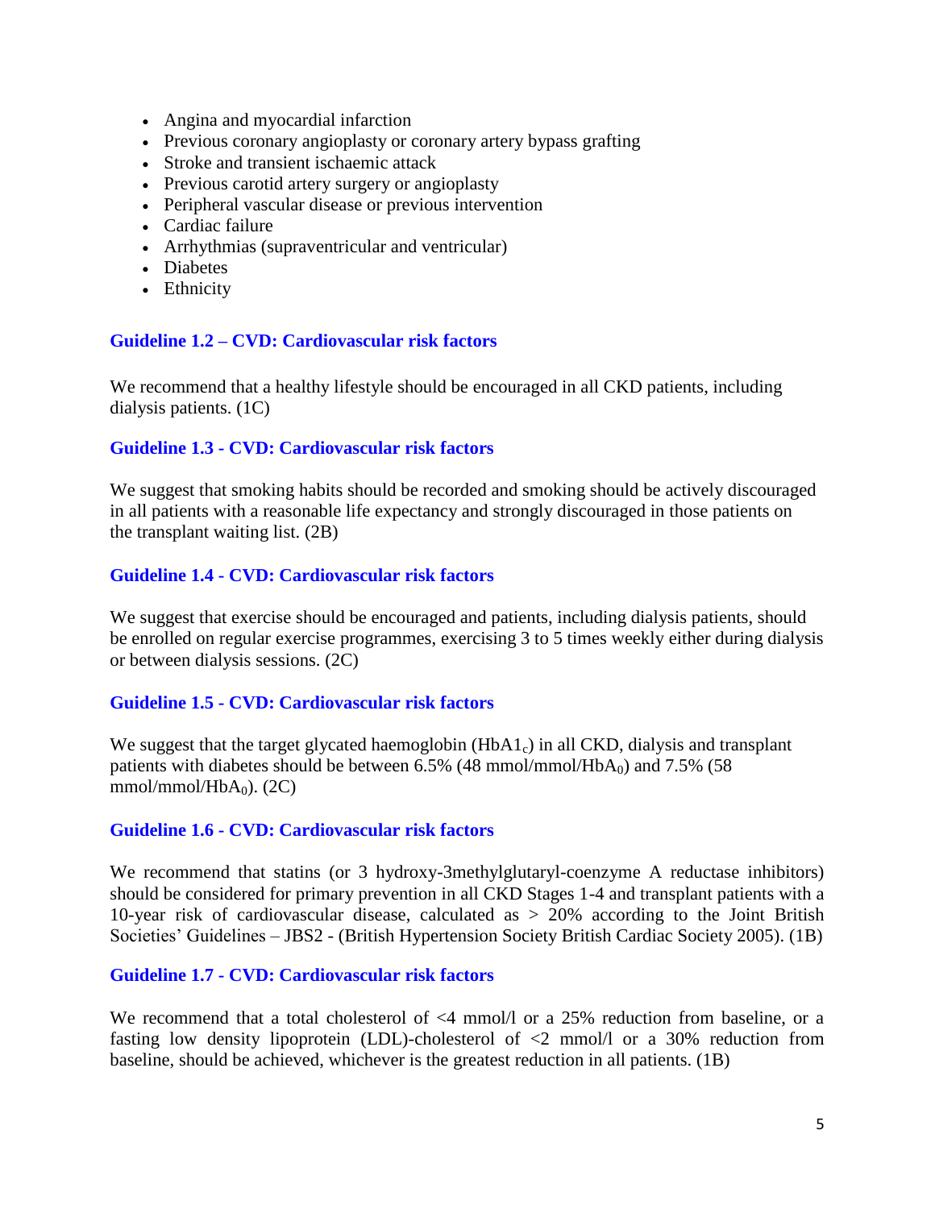- Angina and myocardial infarction
- Previous coronary angioplasty or coronary artery bypass grafting
- Stroke and transient ischaemic attack
- Previous carotid artery surgery or angioplasty
- Peripheral vascular disease or previous intervention
- Cardiac failure
- Arrhythmias (supraventricular and ventricular)
- Diabetes
- Ethnicity

### Guideline 1.2 – CVD: Cardiovascular risk factors

We recommend that a healthy lifestyle should be encouraged in all CKD patients, including dialysis patients. (1C)

### Guideline 1.3 - CVD: Cardiovascular risk factors

We suggest that smoking habits should be recorded and smoking should be actively discouraged in all patients with a reasonable life expectancy and strongly discouraged in those patients on the transplant waiting list. (2B)

### Guideline 1.4 - CVD: Cardiovascular risk factors

We suggest that exercise should be encouraged and patients, including dialysis patients, should be enrolled on regular exercise programmes, exercising 3 to 5 times weekly either during dialysis or between dialysis sessions. (2C)

### Guideline 1.5 - CVD: Cardiovascular risk factors

We suggest that the target glycated haemoglobin ($HbA1_c$) in all CKD, dialysis and transplant patients with diabetes should be between 6.5% (48 mmol/mmol/$HbA_0$) and 7.5% (58 mmol/mmol/$HbA_0$). (2C)

### Guideline 1.6 - CVD: Cardiovascular risk factors

We recommend that statins (or 3 hydroxy-3methylglutaryl-coenzyme A reductase inhibitors) should be considered for primary prevention in all CKD Stages 1-4 and transplant patients with a 10-year risk of cardiovascular disease, calculated as > 20% according to the Joint British Societies' Guidelines – JBS2 - (British Hypertension Society British Cardiac Society 2005). (1B)

### Guideline 1.7 - CVD: Cardiovascular risk factors

We recommend that a total cholesterol of <4 mmol/l or a 25% reduction from baseline, or a fasting low density lipoprotein (LDL)-cholesterol of <2 mmol/l or a 30% reduction from baseline, should be achieved, whichever is the greatest reduction in all patients. (1B)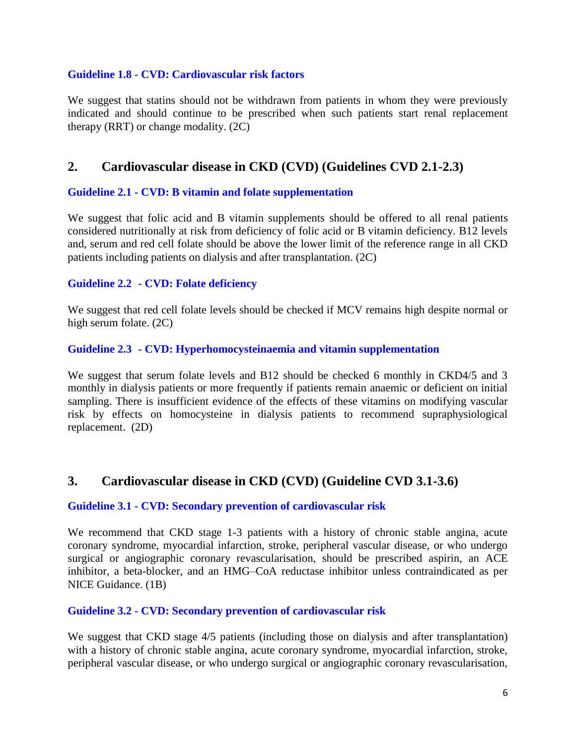### Guideline 1.8 - CVD: Cardiovascular risk factors

We suggest that statins should not be withdrawn from patients in whom they were previously indicated and should continue to be prescribed when such patients start renal replacement therapy (RRT) or change modality. (2C)

## 2. Cardiovascular disease in CKD (CVD) (Guidelines CVD 2.1-2.3)

### Guideline 2.1 - CVD: B vitamin and folate supplementation

We suggest that folic acid and B vitamin supplements should be offered to all renal patients considered nutritionally at risk from deficiency of folic acid or B vitamin deficiency. B12 levels and, serum and red cell folate should be above the lower limit of the reference range in all CKD patients including patients on dialysis and after transplantation. (2C)

### Guideline 2.2 - CVD: Folate deficiency

We suggest that red cell folate levels should be checked if MCV remains high despite normal or high serum folate. (2C)

### Guideline 2.3 - CVD: Hyperhomocysteinaemia and vitamin supplementation

We suggest that serum folate levels and B12 should be checked 6 monthly in CKD4/5 and 3 monthly in dialysis patients or more frequently if patients remain anaemic or deficient on initial sampling. There is insufficient evidence of the effects of these vitamins on modifying vascular risk by effects on homocysteine in dialysis patients to recommend supraphysiological replacement. (2D)

## 3. Cardiovascular disease in CKD (CVD) (Guideline CVD 3.1-3.6)

### Guideline 3.1 - CVD: Secondary prevention of cardiovascular risk

We recommend that CKD stage 1-3 patients with a history of chronic stable angina, acute coronary syndrome, myocardial infarction, stroke, peripheral vascular disease, or who undergo surgical or angiographic coronary revascularisation, should be prescribed aspirin, an ACE inhibitor, a beta-blocker, and an HMG–CoA reductase inhibitor unless contraindicated as per NICE Guidance. (1B)

### Guideline 3.2 - CVD: Secondary prevention of cardiovascular risk

We suggest that CKD stage 4/5 patients (including those on dialysis and after transplantation) with a history of chronic stable angina, acute coronary syndrome, myocardial infarction, stroke, peripheral vascular disease, or who undergo surgical or angiographic coronary revascularisation,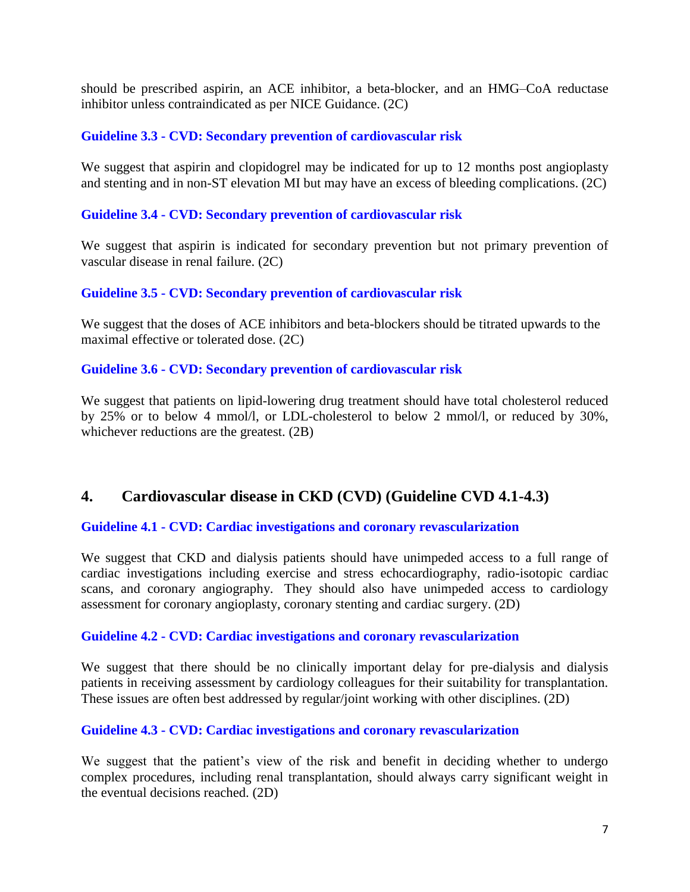should be prescribed aspirin, an ACE inhibitor, a beta-blocker, and an HMG–CoA reductase inhibitor unless contraindicated as per NICE Guidance. (2C)

### Guideline 3.3 - CVD: Secondary prevention of cardiovascular risk

We suggest that aspirin and clopidogrel may be indicated for up to 12 months post angioplasty and stenting and in non-ST elevation MI but may have an excess of bleeding complications. (2C)

### Guideline 3.4 - CVD: Secondary prevention of cardiovascular risk

We suggest that aspirin is indicated for secondary prevention but not primary prevention of vascular disease in renal failure. (2C)

### Guideline 3.5 - CVD: Secondary prevention of cardiovascular risk

We suggest that the doses of ACE inhibitors and beta-blockers should be titrated upwards to the maximal effective or tolerated dose. (2C)

### Guideline 3.6 - CVD: Secondary prevention of cardiovascular risk

We suggest that patients on lipid-lowering drug treatment should have total cholesterol reduced by 25% or to below 4 mmol/l, or LDL-cholesterol to below 2 mmol/l, or reduced by 30%, whichever reductions are the greatest. (2B)

## 4. Cardiovascular disease in CKD (CVD) (Guideline CVD 4.1-4.3)

### Guideline 4.1 - CVD: Cardiac investigations and coronary revascularization

We suggest that CKD and dialysis patients should have unimpeded access to a full range of cardiac investigations including exercise and stress echocardiography, radio-isotopic cardiac scans, and coronary angiography. They should also have unimpeded access to cardiology assessment for coronary angioplasty, coronary stenting and cardiac surgery. (2D)

### Guideline 4.2 - CVD: Cardiac investigations and coronary revascularization

We suggest that there should be no clinically important delay for pre-dialysis and dialysis patients in receiving assessment by cardiology colleagues for their suitability for transplantation. These issues are often best addressed by regular/joint working with other disciplines. (2D)

### Guideline 4.3 - CVD: Cardiac investigations and coronary revascularization

We suggest that the patient's view of the risk and benefit in deciding whether to undergo complex procedures, including renal transplantation, should always carry significant weight in the eventual decisions reached. (2D)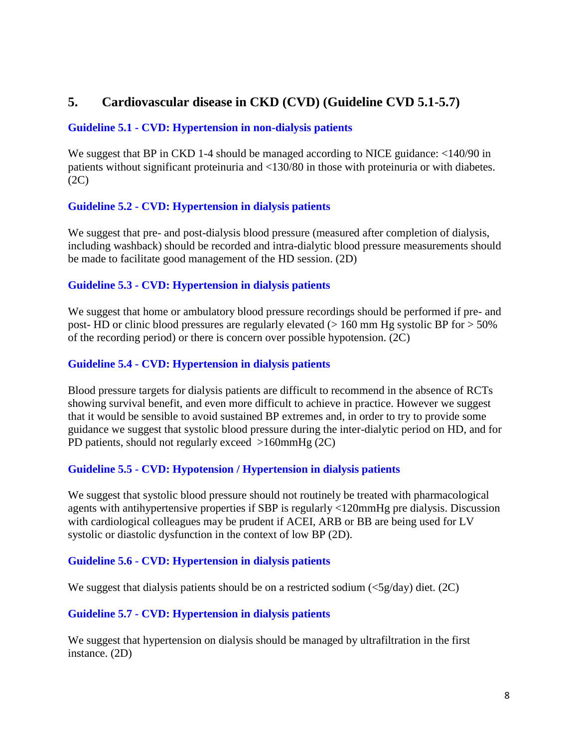## 5. Cardiovascular disease in CKD (CVD) (Guideline CVD 5.1-5.7)

### Guideline 5.1 - CVD: Hypertension in non-dialysis patients

We suggest that BP in CKD 1-4 should be managed according to NICE guidance: <140/90 in patients without significant proteinuria and <130/80 in those with proteinuria or with diabetes. (2C)

### Guideline 5.2 - CVD: Hypertension in dialysis patients

We suggest that pre- and post-dialysis blood pressure (measured after completion of dialysis, including washback) should be recorded and intra-dialytic blood pressure measurements should be made to facilitate good management of the HD session. (2D)

### Guideline 5.3 - CVD: Hypertension in dialysis patients

We suggest that home or ambulatory blood pressure recordings should be performed if pre- and post- HD or clinic blood pressures are regularly elevated (> 160 mm Hg systolic BP for > 50% of the recording period) or there is concern over possible hypotension. (2C)

### Guideline 5.4 - CVD: Hypertension in dialysis patients

Blood pressure targets for dialysis patients are difficult to recommend in the absence of RCTs showing survival benefit, and even more difficult to achieve in practice. However we suggest that it would be sensible to avoid sustained BP extremes and, in order to try to provide some guidance we suggest that systolic blood pressure during the inter-dialytic period on HD, and for PD patients, should not regularly exceed >160mmHg (2C)

### Guideline 5.5 - CVD: Hypotension / Hypertension in dialysis patients

We suggest that systolic blood pressure should not routinely be treated with pharmacological agents with antihypertensive properties if SBP is regularly <120mmHg pre dialysis. Discussion with cardiological colleagues may be prudent if ACEI, ARB or BB are being used for LV systolic or diastolic dysfunction in the context of low BP (2D).

### Guideline 5.6 - CVD: Hypertension in dialysis patients

We suggest that dialysis patients should be on a restricted sodium (<5g/day) diet. (2C)

### Guideline 5.7 - CVD: Hypertension in dialysis patients

We suggest that hypertension on dialysis should be managed by ultrafiltration in the first instance. (2D)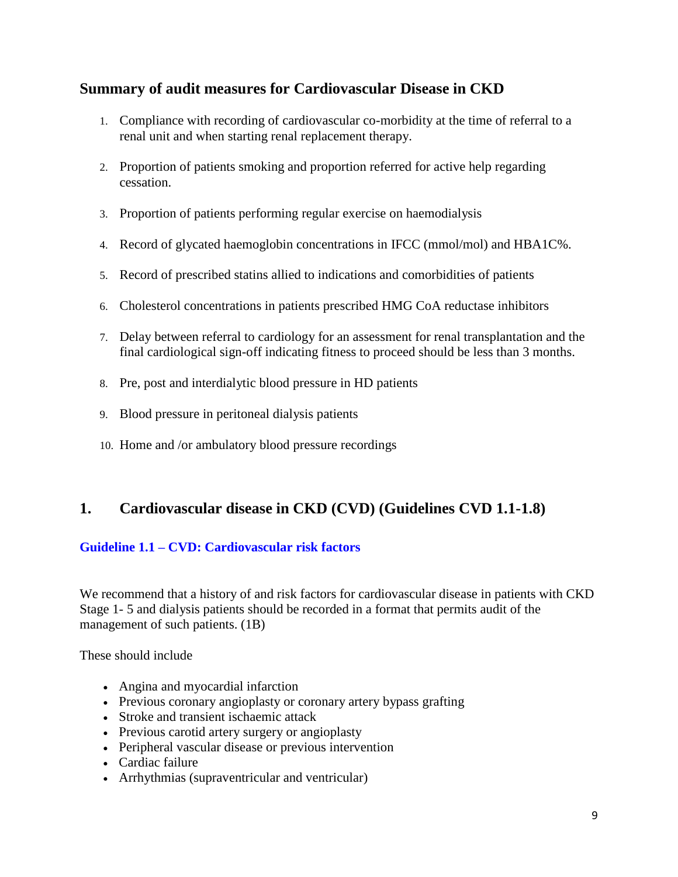## Summary of audit measures for Cardiovascular Disease in CKD

1. Compliance with recording of cardiovascular co-morbidity at the time of referral to a renal unit and when starting renal replacement therapy.

2. Proportion of patients smoking and proportion referred for active help regarding cessation.

3. Proportion of patients performing regular exercise on haemodialysis

4. Record of glycated haemoglobin concentrations in IFCC (mmol/mol) and HBA1C%.

5. Record of prescribed statins allied to indications and comorbidities of patients

6. Cholesterol concentrations in patients prescribed HMG CoA reductase inhibitors

7. Delay between referral to cardiology for an assessment for renal transplantation and the final cardiological sign-off indicating fitness to proceed should be less than 3 months.

8. Pre, post and interdialytic blood pressure in HD patients

9. Blood pressure in peritoneal dialysis patients

10. Home and /or ambulatory blood pressure recordings

## 1. Cardiovascular disease in CKD (CVD) (Guidelines CVD 1.1-1.8)

### Guideline 1.1 – CVD: Cardiovascular risk factors

We recommend that a history of and risk factors for cardiovascular disease in patients with CKD Stage 1- 5 and dialysis patients should be recorded in a format that permits audit of the management of such patients. (1B)

These should include

- Angina and myocardial infarction
- Previous coronary angioplasty or coronary artery bypass grafting
- Stroke and transient ischaemic attack
- Previous carotid artery surgery or angioplasty
- Peripheral vascular disease or previous intervention
- Cardiac failure
- Arrhythmias (supraventricular and ventricular)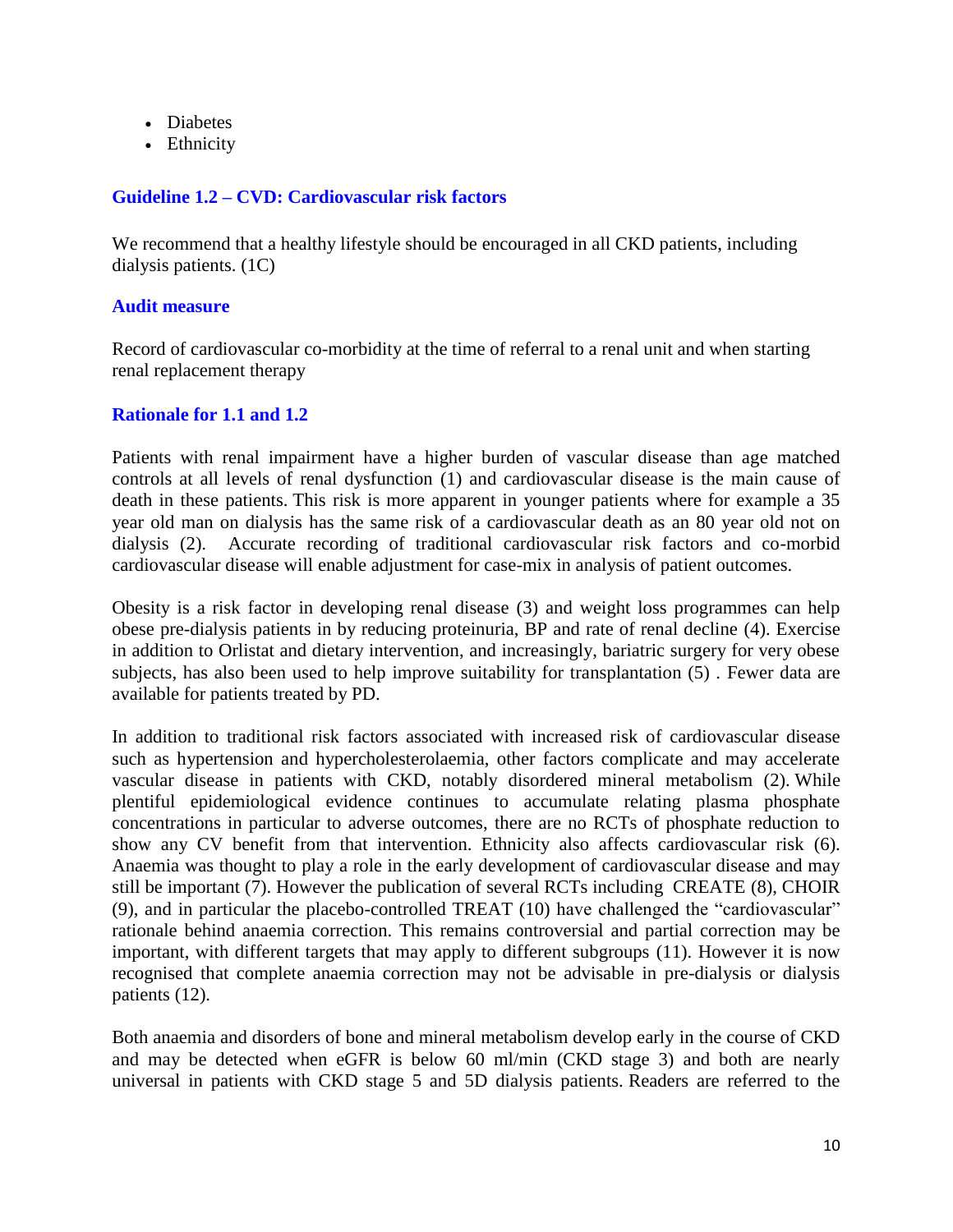- Diabetes
- Ethnicity

### Guideline 1.2 – CVD: Cardiovascular risk factors

We recommend that a healthy lifestyle should be encouraged in all CKD patients, including dialysis patients. (1C)

### Audit measure

Record of cardiovascular co-morbidity at the time of referral to a renal unit and when starting renal replacement therapy

### Rationale for 1.1 and 1.2

Patients with renal impairment have a higher burden of vascular disease than age matched controls at all levels of renal dysfunction (1) and cardiovascular disease is the main cause of death in these patients. This risk is more apparent in younger patients where for example a 35 year old man on dialysis has the same risk of a cardiovascular death as an 80 year old not on dialysis (2). Accurate recording of traditional cardiovascular risk factors and co-morbid cardiovascular disease will enable adjustment for case-mix in analysis of patient outcomes.

Obesity is a risk factor in developing renal disease (3) and weight loss programmes can help obese pre-dialysis patients in by reducing proteinuria, BP and rate of renal decline (4). Exercise in addition to Orlistat and dietary intervention, and increasingly, bariatric surgery for very obese subjects, has also been used to help improve suitability for transplantation (5) . Fewer data are available for patients treated by PD.

In addition to traditional risk factors associated with increased risk of cardiovascular disease such as hypertension and hypercholesterolaemia, other factors complicate and may accelerate vascular disease in patients with CKD, notably disordered mineral metabolism (2). While plentiful epidemiological evidence continues to accumulate relating plasma phosphate concentrations in particular to adverse outcomes, there are no RCTs of phosphate reduction to show any CV benefit from that intervention. Ethnicity also affects cardiovascular risk (6). Anaemia was thought to play a role in the early development of cardiovascular disease and may still be important (7). However the publication of several RCTs including CREATE (8), CHOIR (9), and in particular the placebo-controlled TREAT (10) have challenged the "cardiovascular" rationale behind anaemia correction. This remains controversial and partial correction may be important, with different targets that may apply to different subgroups (11). However it is now recognised that complete anaemia correction may not be advisable in pre-dialysis or dialysis patients (12).

Both anaemia and disorders of bone and mineral metabolism develop early in the course of CKD and may be detected when eGFR is below 60 ml/min (CKD stage 3) and both are nearly universal in patients with CKD stage 5 and 5D dialysis patients. Readers are referred to the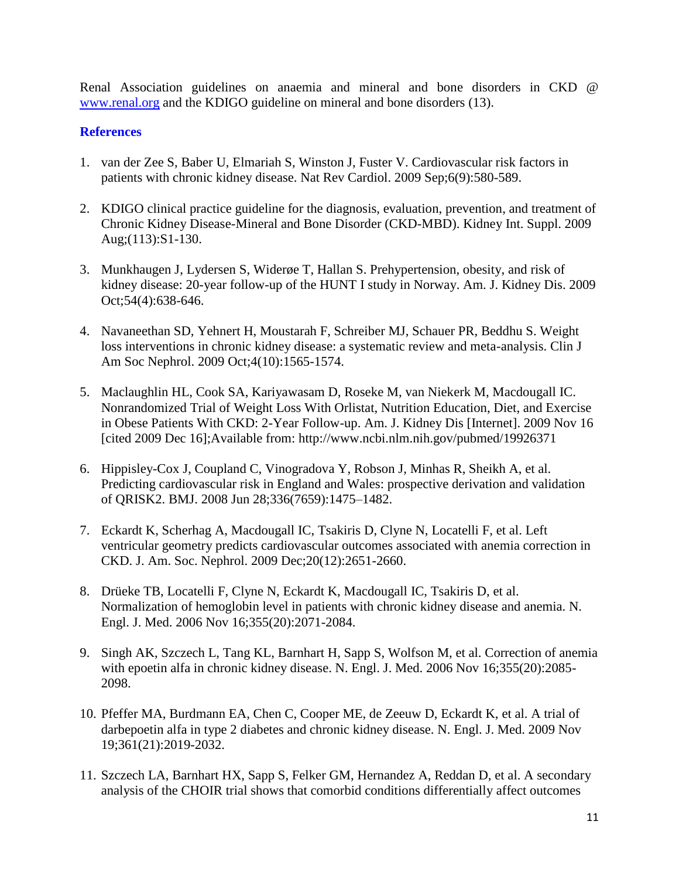Renal Association guidelines on anaemia and mineral and bone disorders in CKD @ www.renal.org and the KDIGO guideline on mineral and bone disorders (13).

## References

1. van der Zee S, Baber U, Elmariah S, Winston J, Fuster V. Cardiovascular risk factors in patients with chronic kidney disease. Nat Rev Cardiol. 2009 Sep;6(9):580-589.

2. KDIGO clinical practice guideline for the diagnosis, evaluation, prevention, and treatment of Chronic Kidney Disease-Mineral and Bone Disorder (CKD-MBD). Kidney Int. Suppl. 2009 Aug;(113):S1-130.

3. Munkhaugen J, Lydersen S, Widerøe T, Hallan S. Prehypertension, obesity, and risk of kidney disease: 20-year follow-up of the HUNT I study in Norway. Am. J. Kidney Dis. 2009 Oct;54(4):638-646.

4. Navaneethan SD, Yehnert H, Moustarah F, Schreiber MJ, Schauer PR, Beddhu S. Weight loss interventions in chronic kidney disease: a systematic review and meta-analysis. Clin J Am Soc Nephrol. 2009 Oct;4(10):1565-1574.

5. Maclaughlin HL, Cook SA, Kariyawasam D, Roseke M, van Niekerk M, Macdougall IC. Nonrandomized Trial of Weight Loss With Orlistat, Nutrition Education, Diet, and Exercise in Obese Patients With CKD: 2-Year Follow-up. Am. J. Kidney Dis [Internet]. 2009 Nov 16 [cited 2009 Dec 16];Available from: http://www.ncbi.nlm.nih.gov/pubmed/19926371

6. Hippisley-Cox J, Coupland C, Vinogradova Y, Robson J, Minhas R, Sheikh A, et al. Predicting cardiovascular risk in England and Wales: prospective derivation and validation of QRISK2. BMJ. 2008 Jun 28;336(7659):1475–1482.

7. Eckardt K, Scherhag A, Macdougall IC, Tsakiris D, Clyne N, Locatelli F, et al. Left ventricular geometry predicts cardiovascular outcomes associated with anemia correction in CKD. J. Am. Soc. Nephrol. 2009 Dec;20(12):2651-2660.

8. Drüeke TB, Locatelli F, Clyne N, Eckardt K, Macdougall IC, Tsakiris D, et al. Normalization of hemoglobin level in patients with chronic kidney disease and anemia. N. Engl. J. Med. 2006 Nov 16;355(20):2071-2084.

9. Singh AK, Szczech L, Tang KL, Barnhart H, Sapp S, Wolfson M, et al. Correction of anemia with epoetin alfa in chronic kidney disease. N. Engl. J. Med. 2006 Nov 16;355(20):2085-2098.

10. Pfeffer MA, Burdmann EA, Chen C, Cooper ME, de Zeeuw D, Eckardt K, et al. A trial of darbepoetin alfa in type 2 diabetes and chronic kidney disease. N. Engl. J. Med. 2009 Nov 19;361(21):2019-2032.

11. Szczech LA, Barnhart HX, Sapp S, Felker GM, Hernandez A, Reddan D, et al. A secondary analysis of the CHOIR trial shows that comorbid conditions differentially affect outcomes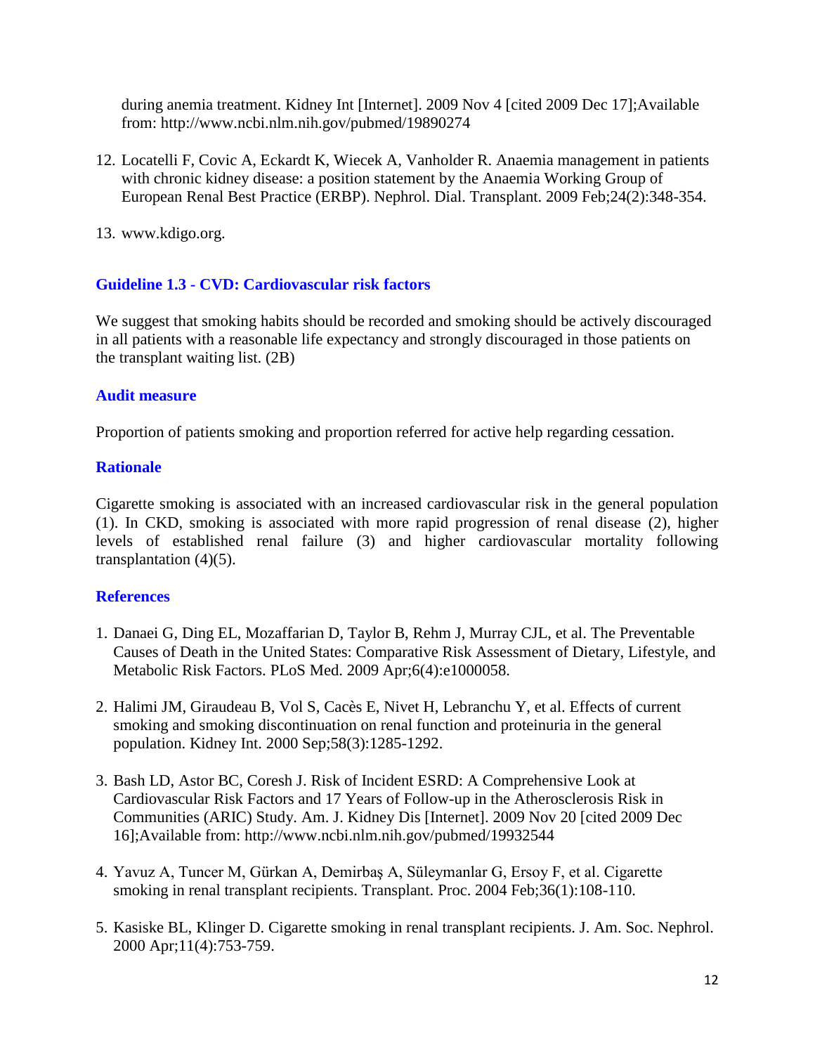during anemia treatment. Kidney Int [Internet]. 2009 Nov 4 [cited 2009 Dec 17];Available from: http://www.ncbi.nlm.nih.gov/pubmed/19890274

12. Locatelli F, Covic A, Eckardt K, Wiecek A, Vanholder R. Anaemia management in patients with chronic kidney disease: a position statement by the Anaemia Working Group of European Renal Best Practice (ERBP). Nephrol. Dial. Transplant. 2009 Feb;24(2):348-354.

13. www.kdigo.org.

## Guideline 1.3 - CVD: Cardiovascular risk factors

We suggest that smoking habits should be recorded and smoking should be actively discouraged in all patients with a reasonable life expectancy and strongly discouraged in those patients on the transplant waiting list. (2B)

### Audit measure

Proportion of patients smoking and proportion referred for active help regarding cessation.

### Rationale

Cigarette smoking is associated with an increased cardiovascular risk in the general population (1). In CKD, smoking is associated with more rapid progression of renal disease (2), higher levels of established renal failure (3) and higher cardiovascular mortality following transplantation (4)(5).

### References

1. Danaei G, Ding EL, Mozaffarian D, Taylor B, Rehm J, Murray CJL, et al. The Preventable Causes of Death in the United States: Comparative Risk Assessment of Dietary, Lifestyle, and Metabolic Risk Factors. PLoS Med. 2009 Apr;6(4):e1000058.

2. Halimi JM, Giraudeau B, Vol S, Cacès E, Nivet H, Lebranchu Y, et al. Effects of current smoking and smoking discontinuation on renal function and proteinuria in the general population. Kidney Int. 2000 Sep;58(3):1285-1292.

3. Bash LD, Astor BC, Coresh J. Risk of Incident ESRD: A Comprehensive Look at Cardiovascular Risk Factors and 17 Years of Follow-up in the Atherosclerosis Risk in Communities (ARIC) Study. Am. J. Kidney Dis [Internet]. 2009 Nov 20 [cited 2009 Dec 16];Available from: http://www.ncbi.nlm.nih.gov/pubmed/19932544

4. Yavuz A, Tuncer M, Gürkan A, Demirbaş A, Süleymanlar G, Ersoy F, et al. Cigarette smoking in renal transplant recipients. Transplant. Proc. 2004 Feb;36(1):108-110.

5. Kasiske BL, Klinger D. Cigarette smoking in renal transplant recipients. J. Am. Soc. Nephrol. 2000 Apr;11(4):753-759.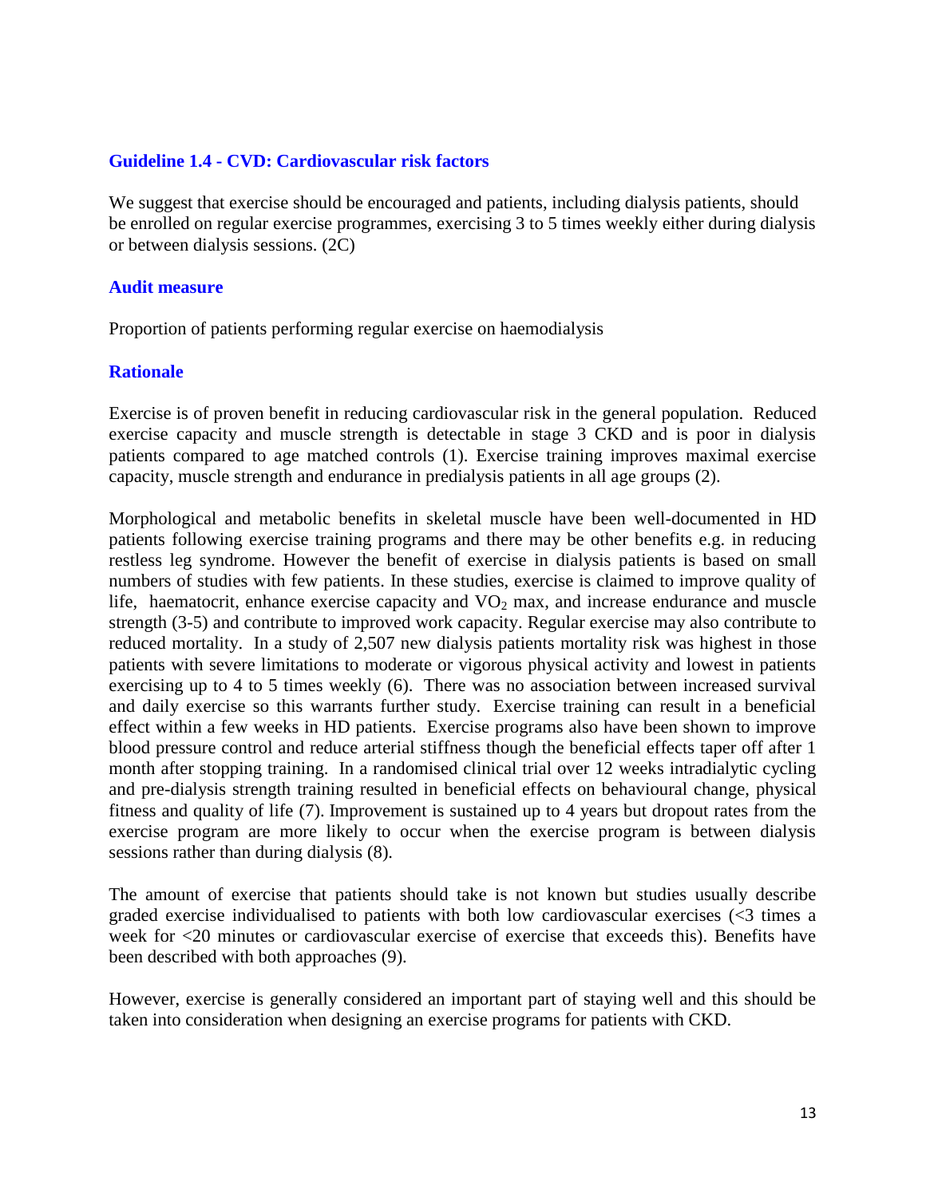## Guideline 1.4 - CVD: Cardiovascular risk factors

We suggest that exercise should be encouraged and patients, including dialysis patients, should be enrolled on regular exercise programmes, exercising 3 to 5 times weekly either during dialysis or between dialysis sessions. (2C)

### Audit measure

Proportion of patients performing regular exercise on haemodialysis

### Rationale

Exercise is of proven benefit in reducing cardiovascular risk in the general population. Reduced exercise capacity and muscle strength is detectable in stage 3 CKD and is poor in dialysis patients compared to age matched controls (1). Exercise training improves maximal exercise capacity, muscle strength and endurance in predialysis patients in all age groups (2).

Morphological and metabolic benefits in skeletal muscle have been well-documented in HD patients following exercise training programs and there may be other benefits e.g. in reducing restless leg syndrome. However the benefit of exercise in dialysis patients is based on small numbers of studies with few patients. In these studies, exercise is claimed to improve quality of life, haematocrit, enhance exercise capacity and $VO_2$ max, and increase endurance and muscle strength (3-5) and contribute to improved work capacity. Regular exercise may also contribute to reduced mortality. In a study of 2,507 new dialysis patients mortality risk was highest in those patients with severe limitations to moderate or vigorous physical activity and lowest in patients exercising up to 4 to 5 times weekly (6). There was no association between increased survival and daily exercise so this warrants further study. Exercise training can result in a beneficial effect within a few weeks in HD patients. Exercise programs also have been shown to improve blood pressure control and reduce arterial stiffness though the beneficial effects taper off after 1 month after stopping training. In a randomised clinical trial over 12 weeks intradialytic cycling and pre-dialysis strength training resulted in beneficial effects on behavioural change, physical fitness and quality of life (7). Improvement is sustained up to 4 years but dropout rates from the exercise program are more likely to occur when the exercise program is between dialysis sessions rather than during dialysis (8).

The amount of exercise that patients should take is not known but studies usually describe graded exercise individualised to patients with both low cardiovascular exercises (<3 times a week for <20 minutes or cardiovascular exercise of exercise that exceeds this). Benefits have been described with both approaches (9).

However, exercise is generally considered an important part of staying well and this should be taken into consideration when designing an exercise programs for patients with CKD.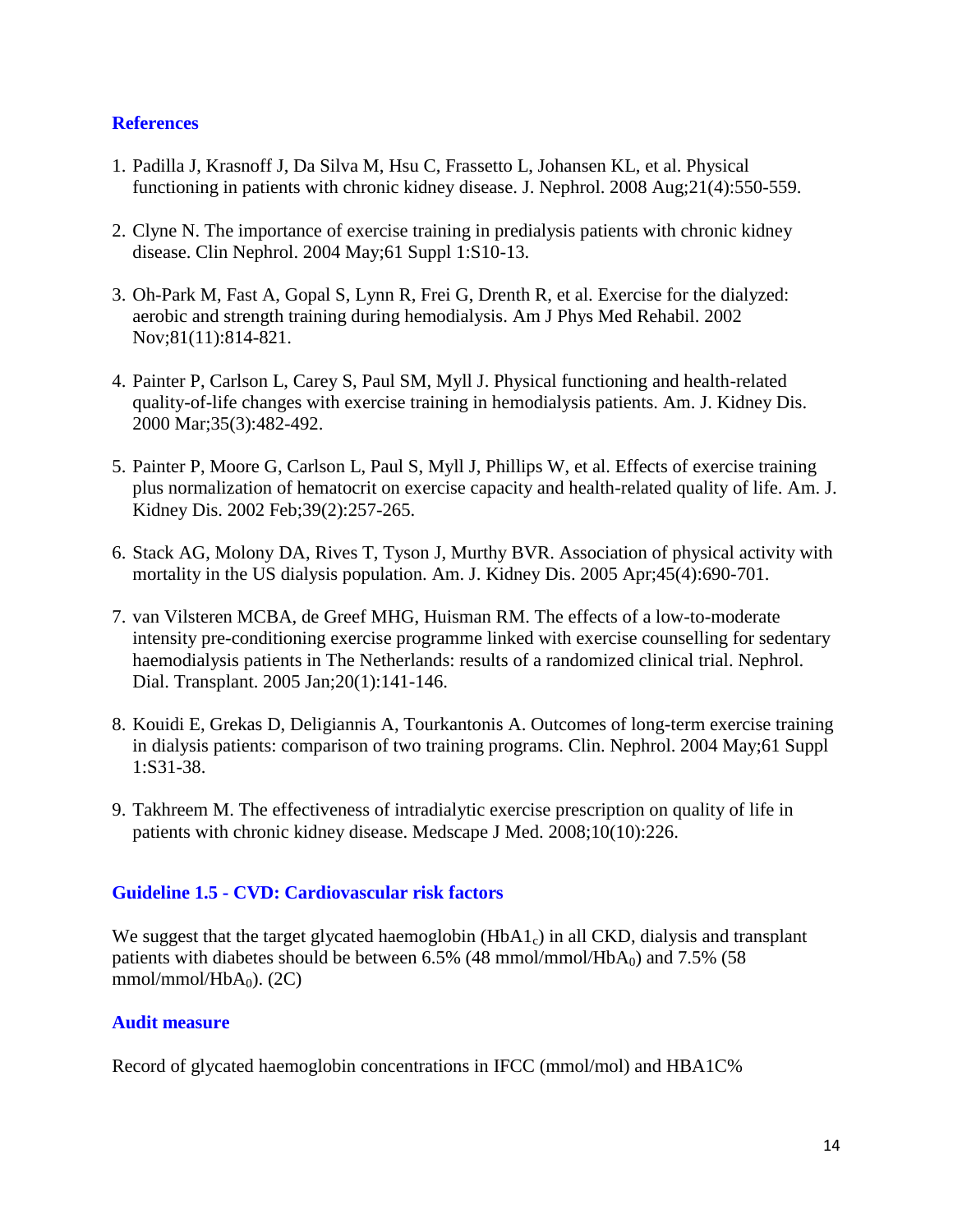## References

1. Padilla J, Krasnoff J, Da Silva M, Hsu C, Frassetto L, Johansen KL, et al. Physical functioning in patients with chronic kidney disease. J. Nephrol. 2008 Aug;21(4):550-559.
2. Clyne N. The importance of exercise training in predialysis patients with chronic kidney disease. Clin Nephrol. 2004 May;61 Suppl 1:S10-13.
3. Oh-Park M, Fast A, Gopal S, Lynn R, Frei G, Drenth R, et al. Exercise for the dialyzed: aerobic and strength training during hemodialysis. Am J Phys Med Rehabil. 2002 Nov;81(11):814-821.
4. Painter P, Carlson L, Carey S, Paul SM, Myll J. Physical functioning and health-related quality-of-life changes with exercise training in hemodialysis patients. Am. J. Kidney Dis. 2000 Mar;35(3):482-492.
5. Painter P, Moore G, Carlson L, Paul S, Myll J, Phillips W, et al. Effects of exercise training plus normalization of hematocrit on exercise capacity and health-related quality of life. Am. J. Kidney Dis. 2002 Feb;39(2):257-265.
6. Stack AG, Molony DA, Rives T, Tyson J, Murthy BVR. Association of physical activity with mortality in the US dialysis population. Am. J. Kidney Dis. 2005 Apr;45(4):690-701.
7. van Vilsteren MCBA, de Greef MHG, Huisman RM. The effects of a low-to-moderate intensity pre-conditioning exercise programme linked with exercise counselling for sedentary haemodialysis patients in The Netherlands: results of a randomized clinical trial. Nephrol. Dial. Transplant. 2005 Jan;20(1):141-146.
8. Kouidi E, Grekas D, Deligiannis A, Tourkantonis A. Outcomes of long-term exercise training in dialysis patients: comparison of two training programs. Clin. Nephrol. 2004 May;61 Suppl 1:S31-38.
9. Takhreem M. The effectiveness of intradialytic exercise prescription on quality of life in patients with chronic kidney disease. Medscape J Med. 2008;10(10):226.

## Guideline 1.5 - CVD: Cardiovascular risk factors

We suggest that the target glycated haemoglobin ($HbA1_c$) in all CKD, dialysis and transplant patients with diabetes should be between 6.5% (48 mmol/mmol/$HbA_0$) and 7.5% (58 mmol/mmol/$HbA_0$). (2C)

## Audit measure

Record of glycated haemoglobin concentrations in IFCC (mmol/mol) and HBA1C%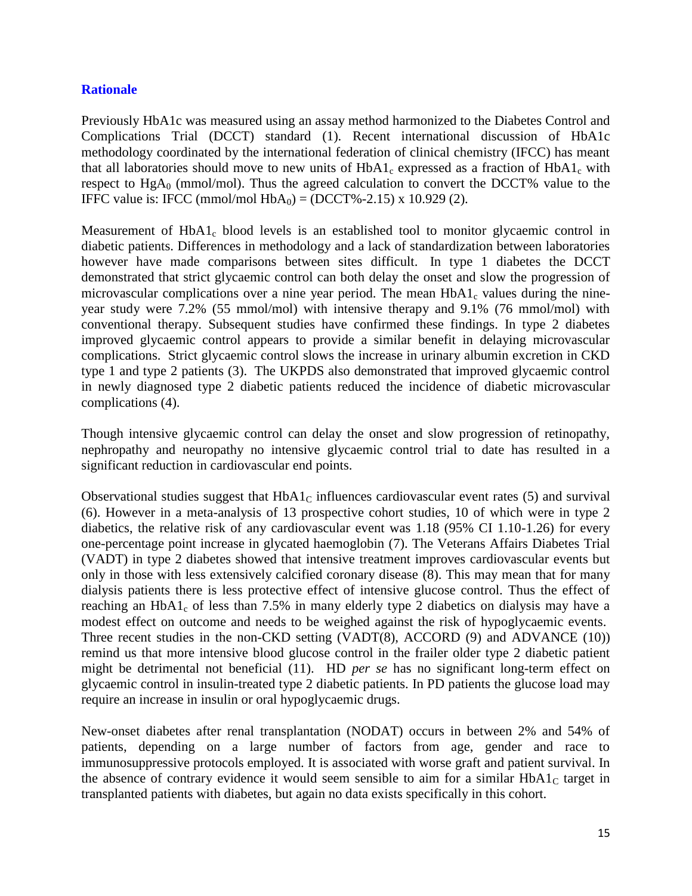## Rationale

Previously HbA1c was measured using an assay method harmonized to the Diabetes Control and Complications Trial (DCCT) standard (1). Recent international discussion of HbA1c methodology coordinated by the international federation of clinical chemistry (IFCC) has meant that all laboratories should move to new units of $HbA1_c$ expressed as a fraction of $HbA1_c$ with respect to $HgA_0$ (mmol/mol). Thus the agreed calculation to convert the DCCT% value to the IFFC value is: IFCC (mmol/mol $HbA_0$) = (DCCT%-2.15) x 10.929 (2).

Measurement of $HbA1_c$ blood levels is an established tool to monitor glycaemic control in diabetic patients. Differences in methodology and a lack of standardization between laboratories however have made comparisons between sites difficult. In type 1 diabetes the DCCT demonstrated that strict glycaemic control can both delay the onset and slow the progression of microvascular complications over a nine year period. The mean $HbA1_c$ values during the nine-year study were 7.2% (55 mmol/mol) with intensive therapy and 9.1% (76 mmol/mol) with conventional therapy. Subsequent studies have confirmed these findings. In type 2 diabetes improved glycaemic control appears to provide a similar benefit in delaying microvascular complications. Strict glycaemic control slows the increase in urinary albumin excretion in CKD type 1 and type 2 patients (3). The UKPDS also demonstrated that improved glycaemic control in newly diagnosed type 2 diabetic patients reduced the incidence of diabetic microvascular complications (4).

Though intensive glycaemic control can delay the onset and slow progression of retinopathy, nephropathy and neuropathy no intensive glycaemic control trial to date has resulted in a significant reduction in cardiovascular end points.

Observational studies suggest that $HbA1_C$ influences cardiovascular event rates (5) and survival (6). However in a meta-analysis of 13 prospective cohort studies, 10 of which were in type 2 diabetics, the relative risk of any cardiovascular event was 1.18 (95% CI 1.10-1.26) for every one-percentage point increase in glycated haemoglobin (7). The Veterans Affairs Diabetes Trial (VADT) in type 2 diabetes showed that intensive treatment improves cardiovascular events but only in those with less extensively calcified coronary disease (8). This may mean that for many dialysis patients there is less protective effect of intensive glucose control. Thus the effect of reaching an $HbA1_c$ of less than 7.5% in many elderly type 2 diabetics on dialysis may have a modest effect on outcome and needs to be weighed against the risk of hypoglycaemic events. Three recent studies in the non-CKD setting (VADT(8), ACCORD (9) and ADVANCE (10)) remind us that more intensive blood glucose control in the frailer older type 2 diabetic patient might be detrimental not beneficial (11). HD *per se* has no significant long-term effect on glycaemic control in insulin-treated type 2 diabetic patients. In PD patients the glucose load may require an increase in insulin or oral hypoglycaemic drugs.

New-onset diabetes after renal transplantation (NODAT) occurs in between 2% and 54% of patients, depending on a large number of factors from age, gender and race to immunosuppressive protocols employed. It is associated with worse graft and patient survival. In the absence of contrary evidence it would seem sensible to aim for a similar $HbA1_C$ target in transplanted patients with diabetes, but again no data exists specifically in this cohort.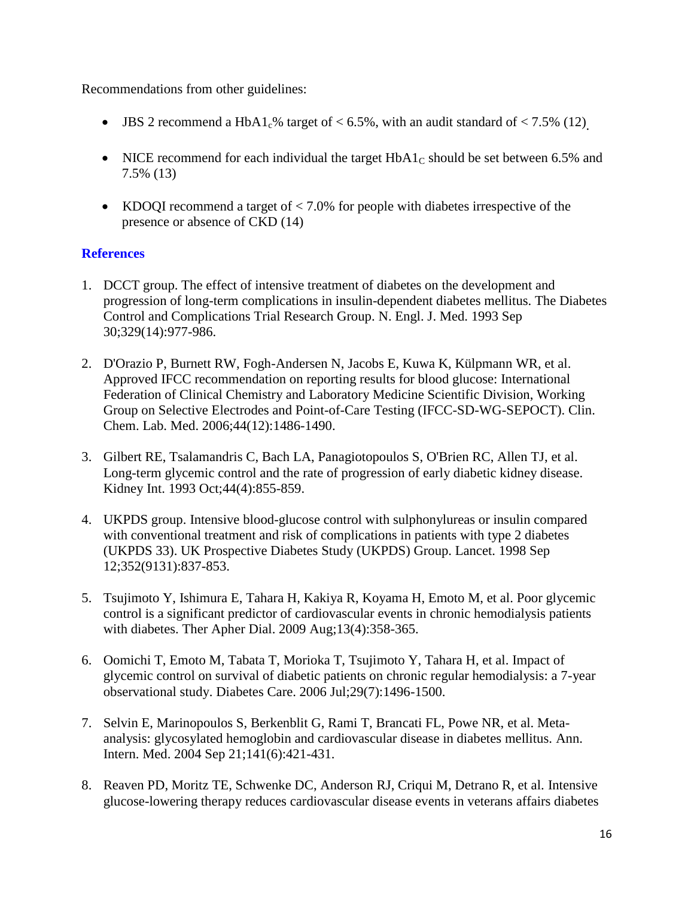Recommendations from other guidelines:

- JBS 2 recommend a $HbA1_c$% target of < 6.5%, with an audit standard of < 7.5% (12).
- NICE recommend for each individual the target $HbA1_C$ should be set between 6.5% and 7.5% (13)
- KDOQI recommend a target of < 7.0% for people with diabetes irrespective of the presence or absence of CKD (14)

## References

1. DCCT group. The effect of intensive treatment of diabetes on the development and progression of long-term complications in insulin-dependent diabetes mellitus. The Diabetes Control and Complications Trial Research Group. N. Engl. J. Med. 1993 Sep 30;329(14):977-986.
2. D'Orazio P, Burnett RW, Fogh-Andersen N, Jacobs E, Kuwa K, Külpmann WR, et al. Approved IFCC recommendation on reporting results for blood glucose: International Federation of Clinical Chemistry and Laboratory Medicine Scientific Division, Working Group on Selective Electrodes and Point-of-Care Testing (IFCC-SD-WG-SEPOCT). Clin. Chem. Lab. Med. 2006;44(12):1486-1490.
3. Gilbert RE, Tsalamandris C, Bach LA, Panagiotopoulos S, O'Brien RC, Allen TJ, et al. Long-term glycemic control and the rate of progression of early diabetic kidney disease. Kidney Int. 1993 Oct;44(4):855-859.
4. UKPDS group. Intensive blood-glucose control with sulphonylureas or insulin compared with conventional treatment and risk of complications in patients with type 2 diabetes (UKPDS 33). UK Prospective Diabetes Study (UKPDS) Group. Lancet. 1998 Sep 12;352(9131):837-853.
5. Tsujimoto Y, Ishimura E, Tahara H, Kakiya R, Koyama H, Emoto M, et al. Poor glycemic control is a significant predictor of cardiovascular events in chronic hemodialysis patients with diabetes. Ther Apher Dial. 2009 Aug;13(4):358-365.
6. Oomichi T, Emoto M, Tabata T, Morioka T, Tsujimoto Y, Tahara H, et al. Impact of glycemic control on survival of diabetic patients on chronic regular hemodialysis: a 7-year observational study. Diabetes Care. 2006 Jul;29(7):1496-1500.
7. Selvin E, Marinopoulos S, Berkenblit G, Rami T, Brancati FL, Powe NR, et al. Meta-analysis: glycosylated hemoglobin and cardiovascular disease in diabetes mellitus. Ann. Intern. Med. 2004 Sep 21;141(6):421-431.
8. Reaven PD, Moritz TE, Schwenke DC, Anderson RJ, Criqui M, Detrano R, et al. Intensive glucose-lowering therapy reduces cardiovascular disease events in veterans affairs diabetes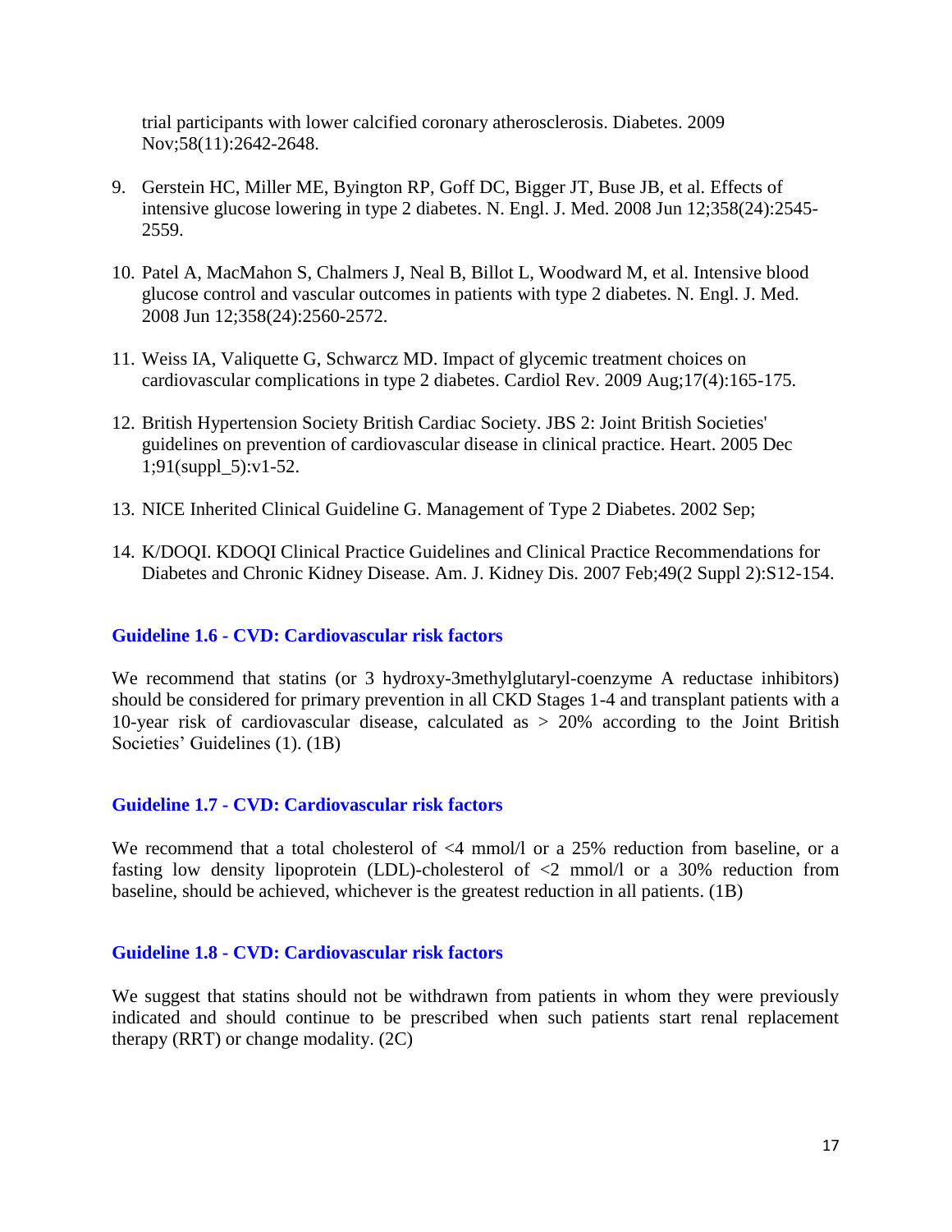trial participants with lower calcified coronary atherosclerosis. Diabetes. 2009 Nov;58(11):2642-2648.

9. Gerstein HC, Miller ME, Byington RP, Goff DC, Bigger JT, Buse JB, et al. Effects of intensive glucose lowering in type 2 diabetes. N. Engl. J. Med. 2008 Jun 12;358(24):2545-2559.

10. Patel A, MacMahon S, Chalmers J, Neal B, Billot L, Woodward M, et al. Intensive blood glucose control and vascular outcomes in patients with type 2 diabetes. N. Engl. J. Med. 2008 Jun 12;358(24):2560-2572.

11. Weiss IA, Valiquette G, Schwarcz MD. Impact of glycemic treatment choices on cardiovascular complications in type 2 diabetes. Cardiol Rev. 2009 Aug;17(4):165-175.

12. British Hypertension Society British Cardiac Society. JBS 2: Joint British Societies' guidelines on prevention of cardiovascular disease in clinical practice. Heart. 2005 Dec 1;91(suppl_5):v1-52.

13. NICE Inherited Clinical Guideline G. Management of Type 2 Diabetes. 2002 Sep;

14. K/DOQI. KDOQI Clinical Practice Guidelines and Clinical Practice Recommendations for Diabetes and Chronic Kidney Disease. Am. J. Kidney Dis. 2007 Feb;49(2 Suppl 2):S12-154.

### Guideline 1.6 - CVD: Cardiovascular risk factors

We recommend that statins (or 3 hydroxy-3methylglutaryl-coenzyme A reductase inhibitors) should be considered for primary prevention in all CKD Stages 1-4 and transplant patients with a 10-year risk of cardiovascular disease, calculated as > 20% according to the Joint British Societies' Guidelines (1). (1B)

### Guideline 1.7 - CVD: Cardiovascular risk factors

We recommend that a total cholesterol of <4 mmol/l or a 25% reduction from baseline, or a fasting low density lipoprotein (LDL)-cholesterol of <2 mmol/l or a 30% reduction from baseline, should be achieved, whichever is the greatest reduction in all patients. (1B)

### Guideline 1.8 - CVD: Cardiovascular risk factors

We suggest that statins should not be withdrawn from patients in whom they were previously indicated and should continue to be prescribed when such patients start renal replacement therapy (RRT) or change modality. (2C)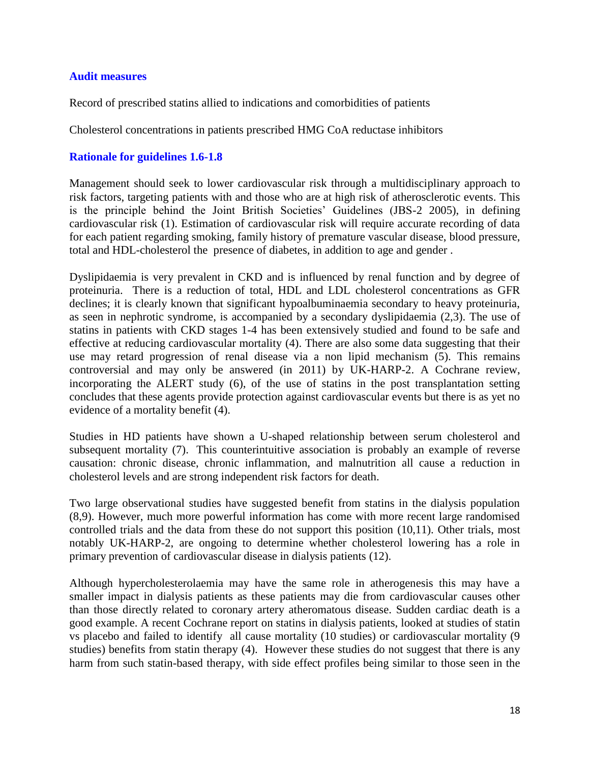### Audit measures

Record of prescribed statins allied to indications and comorbidities of patients

Cholesterol concentrations in patients prescribed HMG CoA reductase inhibitors

### Rationale for guidelines 1.6-1.8

Management should seek to lower cardiovascular risk through a multidisciplinary approach to risk factors, targeting patients with and those who are at high risk of atherosclerotic events. This is the principle behind the Joint British Societies' Guidelines (JBS-2 2005), in defining cardiovascular risk (1). Estimation of cardiovascular risk will require accurate recording of data for each patient regarding smoking, family history of premature vascular disease, blood pressure, total and HDL-cholesterol the presence of diabetes, in addition to age and gender .

Dyslipidaemia is very prevalent in CKD and is influenced by renal function and by degree of proteinuria. There is a reduction of total, HDL and LDL cholesterol concentrations as GFR declines; it is clearly known that significant hypoalbuminaemia secondary to heavy proteinuria, as seen in nephrotic syndrome, is accompanied by a secondary dyslipidaemia (2,3). The use of statins in patients with CKD stages 1-4 has been extensively studied and found to be safe and effective at reducing cardiovascular mortality (4). There are also some data suggesting that their use may retard progression of renal disease via a non lipid mechanism (5). This remains controversial and may only be answered (in 2011) by UK-HARP-2. A Cochrane review, incorporating the ALERT study (6), of the use of statins in the post transplantation setting concludes that these agents provide protection against cardiovascular events but there is as yet no evidence of a mortality benefit (4).

Studies in HD patients have shown a U-shaped relationship between serum cholesterol and subsequent mortality (7). This counterintuitive association is probably an example of reverse causation: chronic disease, chronic inflammation, and malnutrition all cause a reduction in cholesterol levels and are strong independent risk factors for death.

Two large observational studies have suggested benefit from statins in the dialysis population (8,9). However, much more powerful information has come with more recent large randomised controlled trials and the data from these do not support this position (10,11). Other trials, most notably UK-HARP-2, are ongoing to determine whether cholesterol lowering has a role in primary prevention of cardiovascular disease in dialysis patients (12).

Although hypercholesterolaemia may have the same role in atherogenesis this may have a smaller impact in dialysis patients as these patients may die from cardiovascular causes other than those directly related to coronary artery atheromatous disease. Sudden cardiac death is a good example. A recent Cochrane report on statins in dialysis patients, looked at studies of statin vs placebo and failed to identify all cause mortality (10 studies) or cardiovascular mortality (9 studies) benefits from statin therapy (4). However these studies do not suggest that there is any harm from such statin-based therapy, with side effect profiles being similar to those seen in the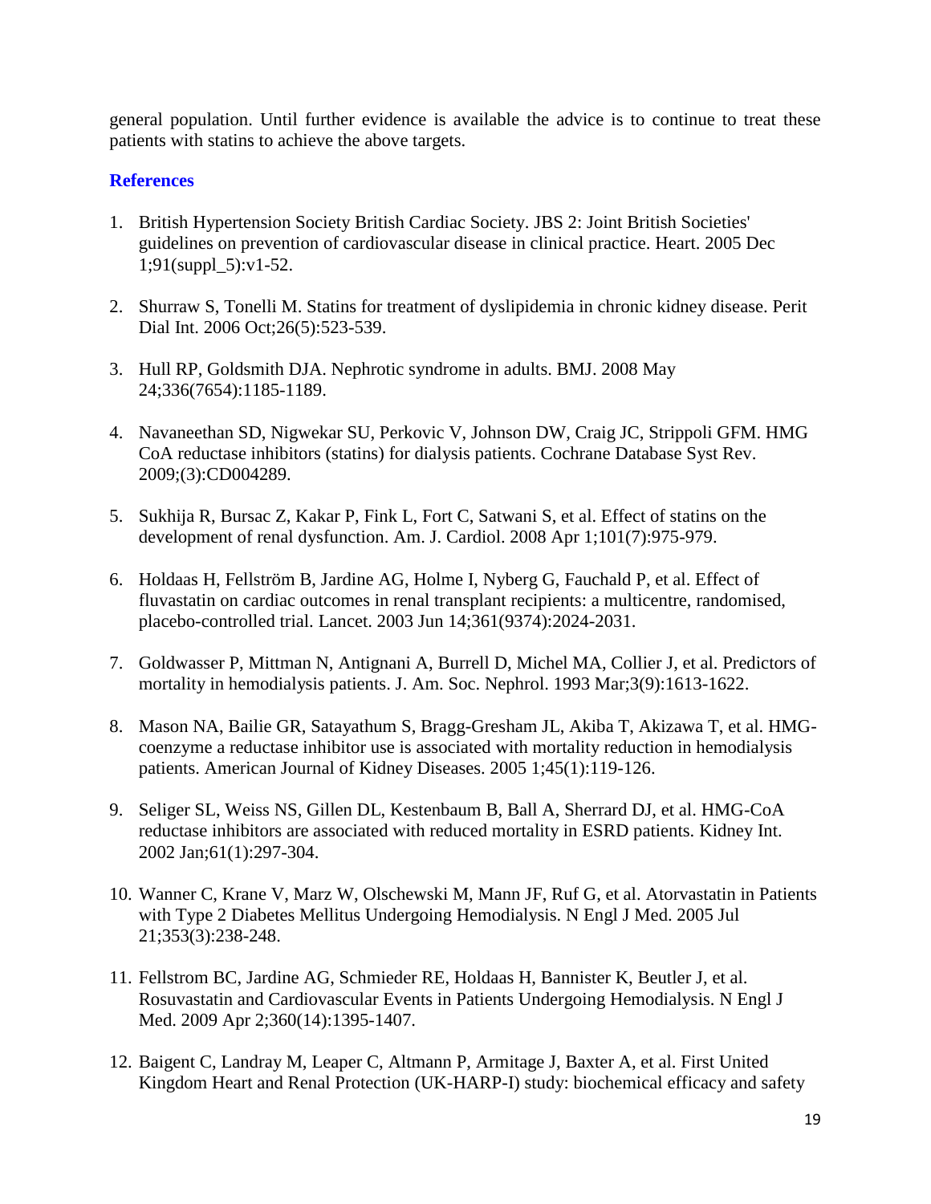general population. Until further evidence is available the advice is to continue to treat these patients with statins to achieve the above targets.

## References

1. British Hypertension Society British Cardiac Society. JBS 2: Joint British Societies' guidelines on prevention of cardiovascular disease in clinical practice. Heart. 2005 Dec 1;91(suppl_5):v1-52.

2. Shurraw S, Tonelli M. Statins for treatment of dyslipidemia in chronic kidney disease. Perit Dial Int. 2006 Oct;26(5):523-539.

3. Hull RP, Goldsmith DJA. Nephrotic syndrome in adults. BMJ. 2008 May 24;336(7654):1185-1189.

4. Navaneethan SD, Nigwekar SU, Perkovic V, Johnson DW, Craig JC, Strippoli GFM. HMG CoA reductase inhibitors (statins) for dialysis patients. Cochrane Database Syst Rev. 2009;(3):CD004289.

5. Sukhija R, Bursac Z, Kakar P, Fink L, Fort C, Satwani S, et al. Effect of statins on the development of renal dysfunction. Am. J. Cardiol. 2008 Apr 1;101(7):975-979.

6. Holdaas H, Fellström B, Jardine AG, Holme I, Nyberg G, Fauchald P, et al. Effect of fluvastatin on cardiac outcomes in renal transplant recipients: a multicentre, randomised, placebo-controlled trial. Lancet. 2003 Jun 14;361(9374):2024-2031.

7. Goldwasser P, Mittman N, Antignani A, Burrell D, Michel MA, Collier J, et al. Predictors of mortality in hemodialysis patients. J. Am. Soc. Nephrol. 1993 Mar;3(9):1613-1622.

8. Mason NA, Bailie GR, Satayathum S, Bragg-Gresham JL, Akiba T, Akizawa T, et al. HMG-coenzyme a reductase inhibitor use is associated with mortality reduction in hemodialysis patients. American Journal of Kidney Diseases. 2005 1;45(1):119-126.

9. Seliger SL, Weiss NS, Gillen DL, Kestenbaum B, Ball A, Sherrard DJ, et al. HMG-CoA reductase inhibitors are associated with reduced mortality in ESRD patients. Kidney Int. 2002 Jan;61(1):297-304.

10. Wanner C, Krane V, Marz W, Olschewski M, Mann JF, Ruf G, et al. Atorvastatin in Patients with Type 2 Diabetes Mellitus Undergoing Hemodialysis. N Engl J Med. 2005 Jul 21;353(3):238-248.

11. Fellstrom BC, Jardine AG, Schmieder RE, Holdaas H, Bannister K, Beutler J, et al. Rosuvastatin and Cardiovascular Events in Patients Undergoing Hemodialysis. N Engl J Med. 2009 Apr 2;360(14):1395-1407.

12. Baigent C, Landray M, Leaper C, Altmann P, Armitage J, Baxter A, et al. First United Kingdom Heart and Renal Protection (UK-HARP-I) study: biochemical efficacy and safety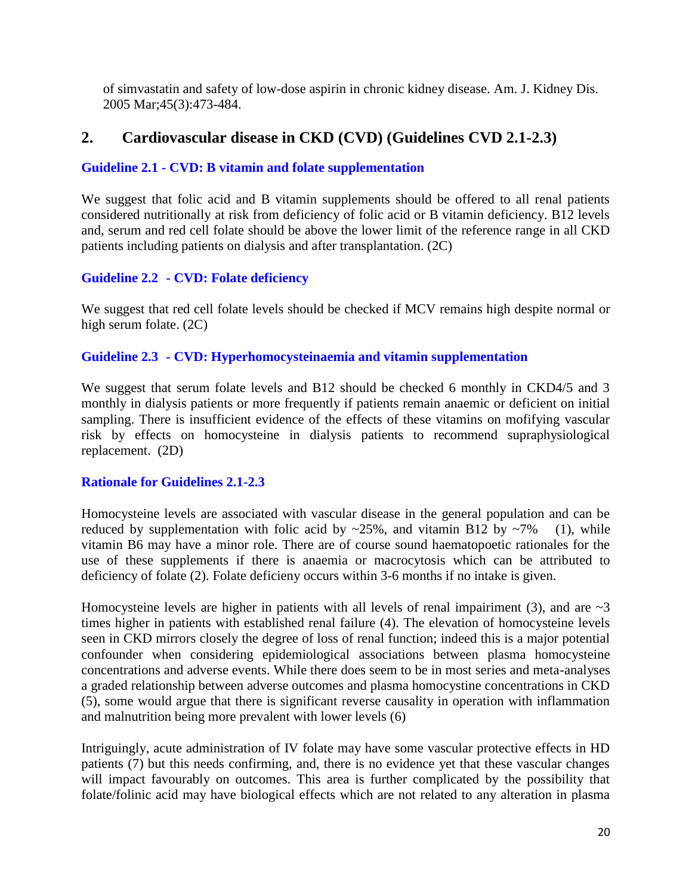of simvastatin and safety of low-dose aspirin in chronic kidney disease. Am. J. Kidney Dis. 2005 Mar;45(3):473-484.

## 2. Cardiovascular disease in CKD (CVD) (Guidelines CVD 2.1-2.3)

### Guideline 2.1 - CVD: B vitamin and folate supplementation

We suggest that folic acid and B vitamin supplements should be offered to all renal patients considered nutritionally at risk from deficiency of folic acid or B vitamin deficiency. B12 levels and, serum and red cell folate should be above the lower limit of the reference range in all CKD patients including patients on dialysis and after transplantation. (2C)

### Guideline 2.2 - CVD: Folate deficiency

We suggest that red cell folate levels should be checked if MCV remains high despite normal or high serum folate. (2C)

### Guideline 2.3 - CVD: Hyperhomocysteinaemia and vitamin supplementation

We suggest that serum folate levels and B12 should be checked 6 monthly in CKD4/5 and 3 monthly in dialysis patients or more frequently if patients remain anaemic or deficient on initial sampling. There is insufficient evidence of the effects of these vitamins on mofifying vascular risk by effects on homocysteine in dialysis patients to recommend supraphysiological replacement. (2D)

### Rationale for Guidelines 2.1-2.3

Homocysteine levels are associated with vascular disease in the general population and can be reduced by supplementation with folic acid by ~25%, and vitamin B12 by ~7% (1), while vitamin B6 may have a minor role. There are of course sound haematopoetic rationales for the use of these supplements if there is anaemia or macrocytosis which can be attributed to deficiency of folate (2). Folate deficieny occurs within 3-6 months if no intake is given.

Homocysteine levels are higher in patients with all levels of renal impairiment (3), and are ~3 times higher in patients with established renal failure (4). The elevation of homocysteine levels seen in CKD mirrors closely the degree of loss of renal function; indeed this is a major potential confounder when considering epidemiological associations between plasma homocysteine concentrations and adverse events. While there does seem to be in most series and meta-analyses a graded relationship between adverse outcomes and plasma homocystine concentrations in CKD (5), some would argue that there is significant reverse causality in operation with inflammation and malnutrition being more prevalent with lower levels (6)

Intriguingly, acute administration of IV folate may have some vascular protective effects in HD patients (7) but this needs confirming, and, there is no evidence yet that these vascular changes will impact favourably on outcomes. This area is further complicated by the possibility that folate/folinic acid may have biological effects which are not related to any alteration in plasma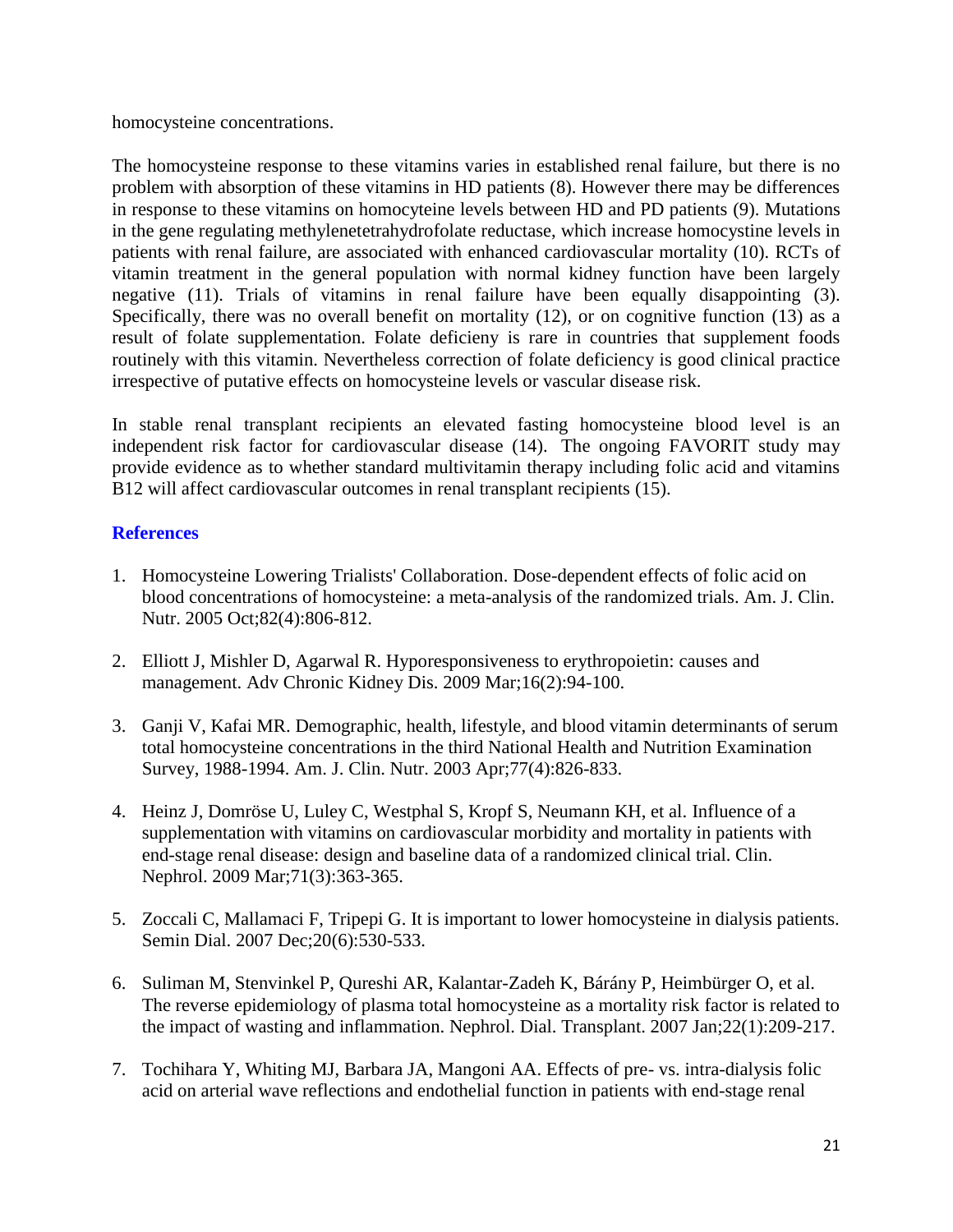homocysteine concentrations.

The homocysteine response to these vitamins varies in established renal failure, but there is no problem with absorption of these vitamins in HD patients (8). However there may be differences in response to these vitamins on homocyteine levels between HD and PD patients (9). Mutations in the gene regulating methylenetetrahydrofolate reductase, which increase homocystine levels in patients with renal failure, are associated with enhanced cardiovascular mortality (10). RCTs of vitamin treatment in the general population with normal kidney function have been largely negative (11). Trials of vitamins in renal failure have been equally disappointing (3). Specifically, there was no overall benefit on mortality (12), or on cognitive function (13) as a result of folate supplementation. Folate deficieny is rare in countries that supplement foods routinely with this vitamin. Nevertheless correction of folate deficiency is good clinical practice irrespective of putative effects on homocysteine levels or vascular disease risk.

In stable renal transplant recipients an elevated fasting homocysteine blood level is an independent risk factor for cardiovascular disease (14). The ongoing FAVORIT study may provide evidence as to whether standard multivitamin therapy including folic acid and vitamins B12 will affect cardiovascular outcomes in renal transplant recipients (15).

## References

1. Homocysteine Lowering Trialists' Collaboration. Dose-dependent effects of folic acid on blood concentrations of homocysteine: a meta-analysis of the randomized trials. Am. J. Clin. Nutr. 2005 Oct;82(4):806-812.

2. Elliott J, Mishler D, Agarwal R. Hyporesponsiveness to erythropoietin: causes and management. Adv Chronic Kidney Dis. 2009 Mar;16(2):94-100.

3. Ganji V, Kafai MR. Demographic, health, lifestyle, and blood vitamin determinants of serum total homocysteine concentrations in the third National Health and Nutrition Examination Survey, 1988-1994. Am. J. Clin. Nutr. 2003 Apr;77(4):826-833.

4. Heinz J, Domröse U, Luley C, Westphal S, Kropf S, Neumann KH, et al. Influence of a supplementation with vitamins on cardiovascular morbidity and mortality in patients with end-stage renal disease: design and baseline data of a randomized clinical trial. Clin. Nephrol. 2009 Mar;71(3):363-365.

5. Zoccali C, Mallamaci F, Tripepi G. It is important to lower homocysteine in dialysis patients. Semin Dial. 2007 Dec;20(6):530-533.

6. Suliman M, Stenvinkel P, Qureshi AR, Kalantar-Zadeh K, Bárány P, Heimbürger O, et al. The reverse epidemiology of plasma total homocysteine as a mortality risk factor is related to the impact of wasting and inflammation. Nephrol. Dial. Transplant. 2007 Jan;22(1):209-217.

7. Tochihara Y, Whiting MJ, Barbara JA, Mangoni AA. Effects of pre- vs. intra-dialysis folic acid on arterial wave reflections and endothelial function in patients with end-stage renal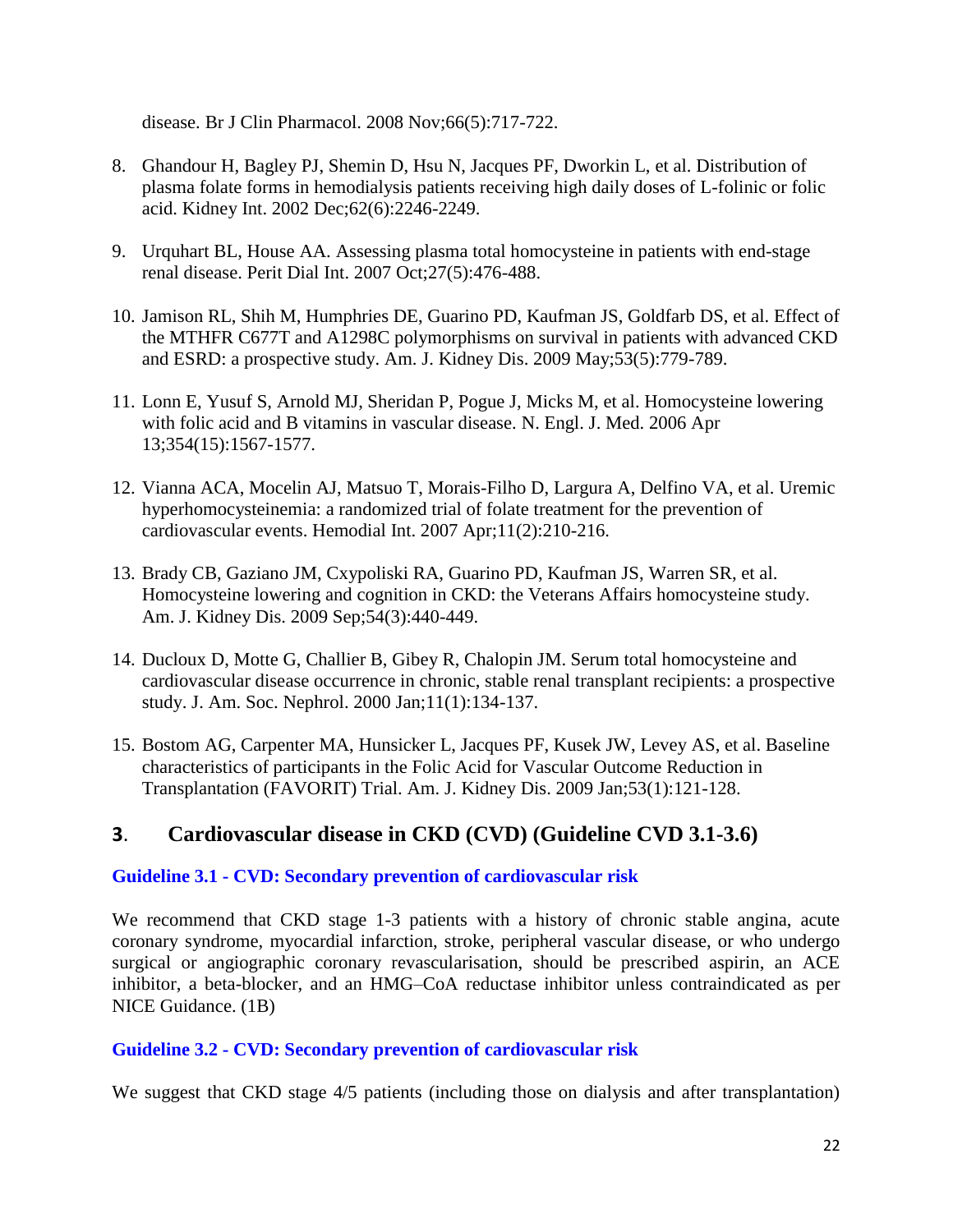disease. Br J Clin Pharmacol. 2008 Nov;66(5):717-722.

8. Ghandour H, Bagley PJ, Shemin D, Hsu N, Jacques PF, Dworkin L, et al. Distribution of plasma folate forms in hemodialysis patients receiving high daily doses of L-folinic or folic acid. Kidney Int. 2002 Dec;62(6):2246-2249.

9. Urquhart BL, House AA. Assessing plasma total homocysteine in patients with end-stage renal disease. Perit Dial Int. 2007 Oct;27(5):476-488.

10. Jamison RL, Shih M, Humphries DE, Guarino PD, Kaufman JS, Goldfarb DS, et al. Effect of the MTHFR C677T and A1298C polymorphisms on survival in patients with advanced CKD and ESRD: a prospective study. Am. J. Kidney Dis. 2009 May;53(5):779-789.

11. Lonn E, Yusuf S, Arnold MJ, Sheridan P, Pogue J, Micks M, et al. Homocysteine lowering with folic acid and B vitamins in vascular disease. N. Engl. J. Med. 2006 Apr 13;354(15):1567-1577.

12. Vianna ACA, Mocelin AJ, Matsuo T, Morais-Filho D, Largura A, Delfino VA, et al. Uremic hyperhomocysteinemia: a randomized trial of folate treatment for the prevention of cardiovascular events. Hemodial Int. 2007 Apr;11(2):210-216.

13. Brady CB, Gaziano JM, Cxypoliski RA, Guarino PD, Kaufman JS, Warren SR, et al. Homocysteine lowering and cognition in CKD: the Veterans Affairs homocysteine study. Am. J. Kidney Dis. 2009 Sep;54(3):440-449.

14. Ducloux D, Motte G, Challier B, Gibey R, Chalopin JM. Serum total homocysteine and cardiovascular disease occurrence in chronic, stable renal transplant recipients: a prospective study. J. Am. Soc. Nephrol. 2000 Jan;11(1):134-137.

15. Bostom AG, Carpenter MA, Hunsicker L, Jacques PF, Kusek JW, Levey AS, et al. Baseline characteristics of participants in the Folic Acid for Vascular Outcome Reduction in Transplantation (FAVORIT) Trial. Am. J. Kidney Dis. 2009 Jan;53(1):121-128.

## 3. Cardiovascular disease in CKD (CVD) (Guideline CVD 3.1-3.6)

### Guideline 3.1 - CVD: Secondary prevention of cardiovascular risk

We recommend that CKD stage 1-3 patients with a history of chronic stable angina, acute coronary syndrome, myocardial infarction, stroke, peripheral vascular disease, or who undergo surgical or angiographic coronary revascularisation, should be prescribed aspirin, an ACE inhibitor, a beta-blocker, and an HMG–CoA reductase inhibitor unless contraindicated as per NICE Guidance. (1B)

### Guideline 3.2 - CVD: Secondary prevention of cardiovascular risk

We suggest that CKD stage 4/5 patients (including those on dialysis and after transplantation)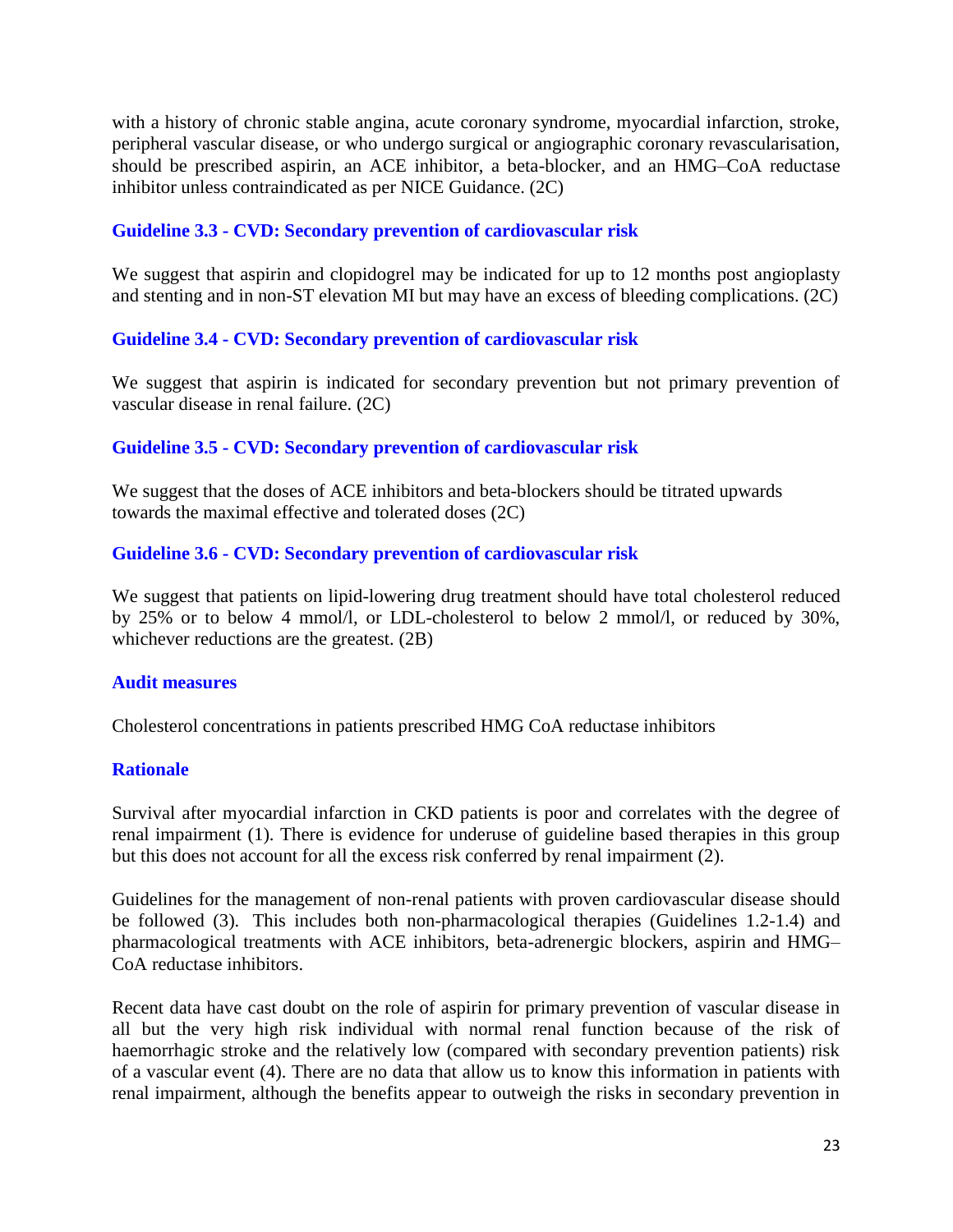with a history of chronic stable angina, acute coronary syndrome, myocardial infarction, stroke, peripheral vascular disease, or who undergo surgical or angiographic coronary revascularisation, should be prescribed aspirin, an ACE inhibitor, a beta-blocker, and an HMG–CoA reductase inhibitor unless contraindicated as per NICE Guidance. (2C)

### Guideline 3.3 - CVD: Secondary prevention of cardiovascular risk

We suggest that aspirin and clopidogrel may be indicated for up to 12 months post angioplasty and stenting and in non-ST elevation MI but may have an excess of bleeding complications. (2C)

### Guideline 3.4 - CVD: Secondary prevention of cardiovascular risk

We suggest that aspirin is indicated for secondary prevention but not primary prevention of vascular disease in renal failure. (2C)

### Guideline 3.5 - CVD: Secondary prevention of cardiovascular risk

We suggest that the doses of ACE inhibitors and beta-blockers should be titrated upwards towards the maximal effective and tolerated doses (2C)

### Guideline 3.6 - CVD: Secondary prevention of cardiovascular risk

We suggest that patients on lipid-lowering drug treatment should have total cholesterol reduced by 25% or to below 4 mmol/l, or LDL-cholesterol to below 2 mmol/l, or reduced by 30%, whichever reductions are the greatest. (2B)

### Audit measures

Cholesterol concentrations in patients prescribed HMG CoA reductase inhibitors

### Rationale

Survival after myocardial infarction in CKD patients is poor and correlates with the degree of renal impairment (1). There is evidence for underuse of guideline based therapies in this group but this does not account for all the excess risk conferred by renal impairment (2).

Guidelines for the management of non-renal patients with proven cardiovascular disease should be followed (3). This includes both non-pharmacological therapies (Guidelines 1.2-1.4) and pharmacological treatments with ACE inhibitors, beta-adrenergic blockers, aspirin and HMG–CoA reductase inhibitors.

Recent data have cast doubt on the role of aspirin for primary prevention of vascular disease in all but the very high risk individual with normal renal function because of the risk of haemorrhagic stroke and the relatively low (compared with secondary prevention patients) risk of a vascular event (4). There are no data that allow us to know this information in patients with renal impairment, although the benefits appear to outweigh the risks in secondary prevention in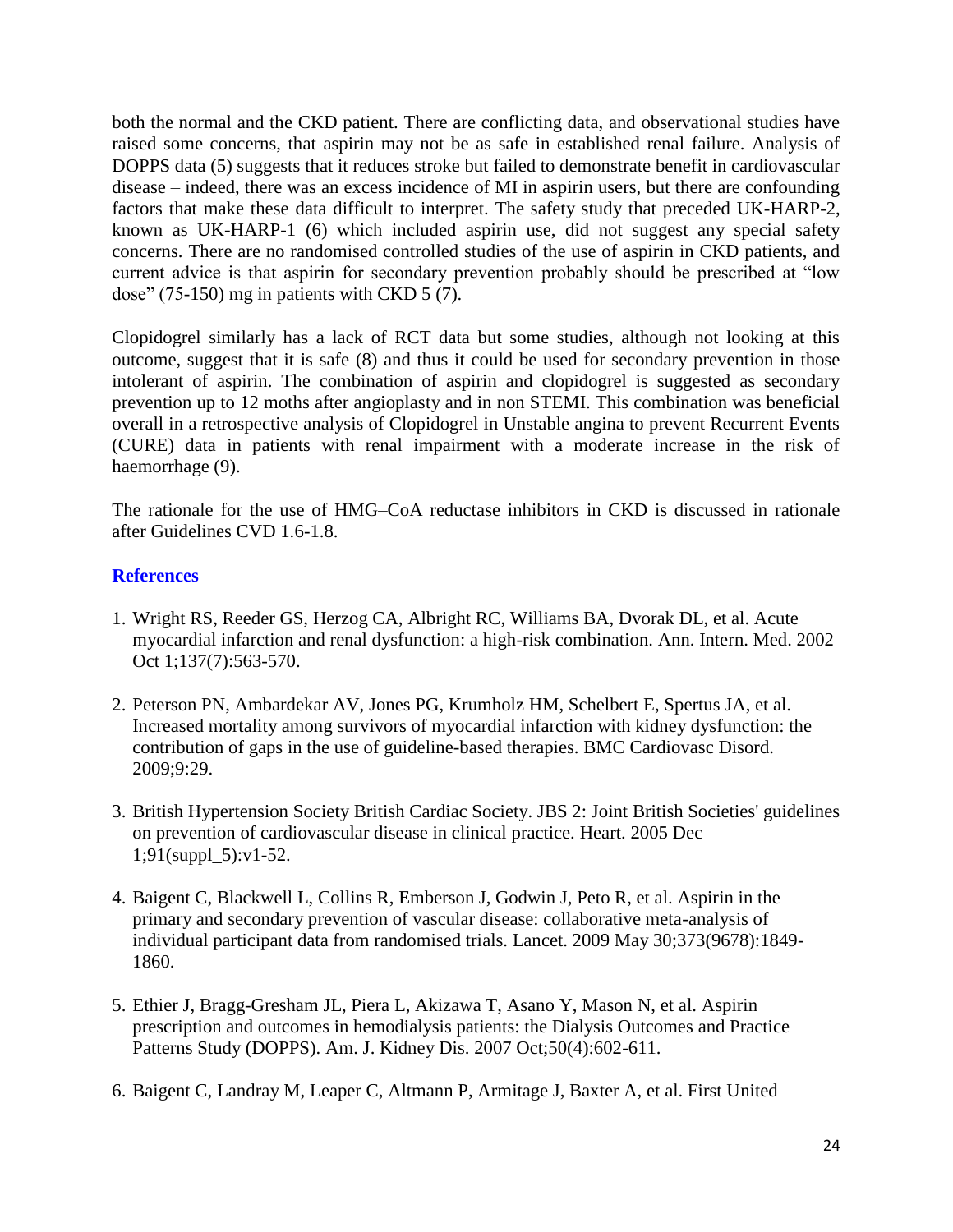both the normal and the CKD patient. There are conflicting data, and observational studies have raised some concerns, that aspirin may not be as safe in established renal failure. Analysis of DOPPS data (5) suggests that it reduces stroke but failed to demonstrate benefit in cardiovascular disease – indeed, there was an excess incidence of MI in aspirin users, but there are confounding factors that make these data difficult to interpret. The safety study that preceded UK-HARP-2, known as UK-HARP-1 (6) which included aspirin use, did not suggest any special safety concerns. There are no randomised controlled studies of the use of aspirin in CKD patients, and current advice is that aspirin for secondary prevention probably should be prescribed at "low dose" (75-150) mg in patients with CKD 5 (7).

Clopidogrel similarly has a lack of RCT data but some studies, although not looking at this outcome, suggest that it is safe (8) and thus it could be used for secondary prevention in those intolerant of aspirin. The combination of aspirin and clopidogrel is suggested as secondary prevention up to 12 moths after angioplasty and in non STEMI. This combination was beneficial overall in a retrospective analysis of Clopidogrel in Unstable angina to prevent Recurrent Events (CURE) data in patients with renal impairment with a moderate increase in the risk of haemorrhage (9).

The rationale for the use of HMG–CoA reductase inhibitors in CKD is discussed in rationale after Guidelines CVD 1.6-1.8.

## References

1. Wright RS, Reeder GS, Herzog CA, Albright RC, Williams BA, Dvorak DL, et al. Acute myocardial infarction and renal dysfunction: a high-risk combination. Ann. Intern. Med. 2002 Oct 1;137(7):563-570.

2. Peterson PN, Ambardekar AV, Jones PG, Krumholz HM, Schelbert E, Spertus JA, et al. Increased mortality among survivors of myocardial infarction with kidney dysfunction: the contribution of gaps in the use of guideline-based therapies. BMC Cardiovasc Disord. 2009;9:29.

3. British Hypertension Society British Cardiac Society. JBS 2: Joint British Societies' guidelines on prevention of cardiovascular disease in clinical practice. Heart. 2005 Dec 1;91(suppl_5):v1-52.

4. Baigent C, Blackwell L, Collins R, Emberson J, Godwin J, Peto R, et al. Aspirin in the primary and secondary prevention of vascular disease: collaborative meta-analysis of individual participant data from randomised trials. Lancet. 2009 May 30;373(9678):1849-1860.

5. Ethier J, Bragg-Gresham JL, Piera L, Akizawa T, Asano Y, Mason N, et al. Aspirin prescription and outcomes in hemodialysis patients: the Dialysis Outcomes and Practice Patterns Study (DOPPS). Am. J. Kidney Dis. 2007 Oct;50(4):602-611.

6. Baigent C, Landray M, Leaper C, Altmann P, Armitage J, Baxter A, et al. First United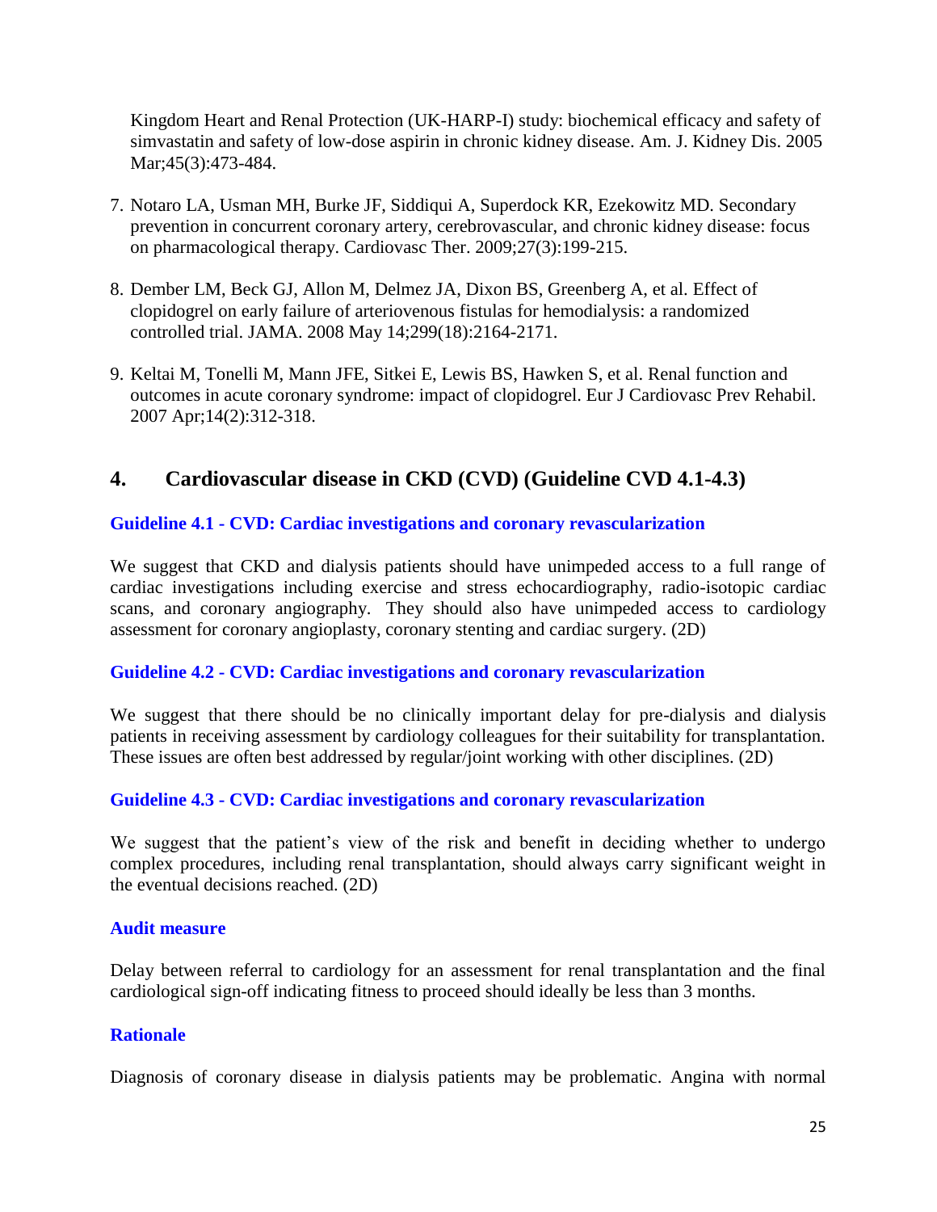Kingdom Heart and Renal Protection (UK-HARP-I) study: biochemical efficacy and safety of simvastatin and safety of low-dose aspirin in chronic kidney disease. Am. J. Kidney Dis. 2005 Mar;45(3):473-484.

7. Notaro LA, Usman MH, Burke JF, Siddiqui A, Superdock KR, Ezekowitz MD. Secondary prevention in concurrent coronary artery, cerebrovascular, and chronic kidney disease: focus on pharmacological therapy. Cardiovasc Ther. 2009;27(3):199-215.

8. Dember LM, Beck GJ, Allon M, Delmez JA, Dixon BS, Greenberg A, et al. Effect of clopidogrel on early failure of arteriovenous fistulas for hemodialysis: a randomized controlled trial. JAMA. 2008 May 14;299(18):2164-2171.

9. Keltai M, Tonelli M, Mann JFE, Sitkei E, Lewis BS, Hawken S, et al. Renal function and outcomes in acute coronary syndrome: impact of clopidogrel. Eur J Cardiovasc Prev Rehabil. 2007 Apr;14(2):312-318.

## 4. Cardiovascular disease in CKD (CVD) (Guideline CVD 4.1-4.3)

### Guideline 4.1 - CVD: Cardiac investigations and coronary revascularization

We suggest that CKD and dialysis patients should have unimpeded access to a full range of cardiac investigations including exercise and stress echocardiography, radio-isotopic cardiac scans, and coronary angiography. They should also have unimpeded access to cardiology assessment for coronary angioplasty, coronary stenting and cardiac surgery. (2D)

### Guideline 4.2 - CVD: Cardiac investigations and coronary revascularization

We suggest that there should be no clinically important delay for pre-dialysis and dialysis patients in receiving assessment by cardiology colleagues for their suitability for transplantation. These issues are often best addressed by regular/joint working with other disciplines. (2D)

### Guideline 4.3 - CVD: Cardiac investigations and coronary revascularization

We suggest that the patient's view of the risk and benefit in deciding whether to undergo complex procedures, including renal transplantation, should always carry significant weight in the eventual decisions reached. (2D)

### Audit measure

Delay between referral to cardiology for an assessment for renal transplantation and the final cardiological sign-off indicating fitness to proceed should ideally be less than 3 months.

### Rationale

Diagnosis of coronary disease in dialysis patients may be problematic. Angina with normal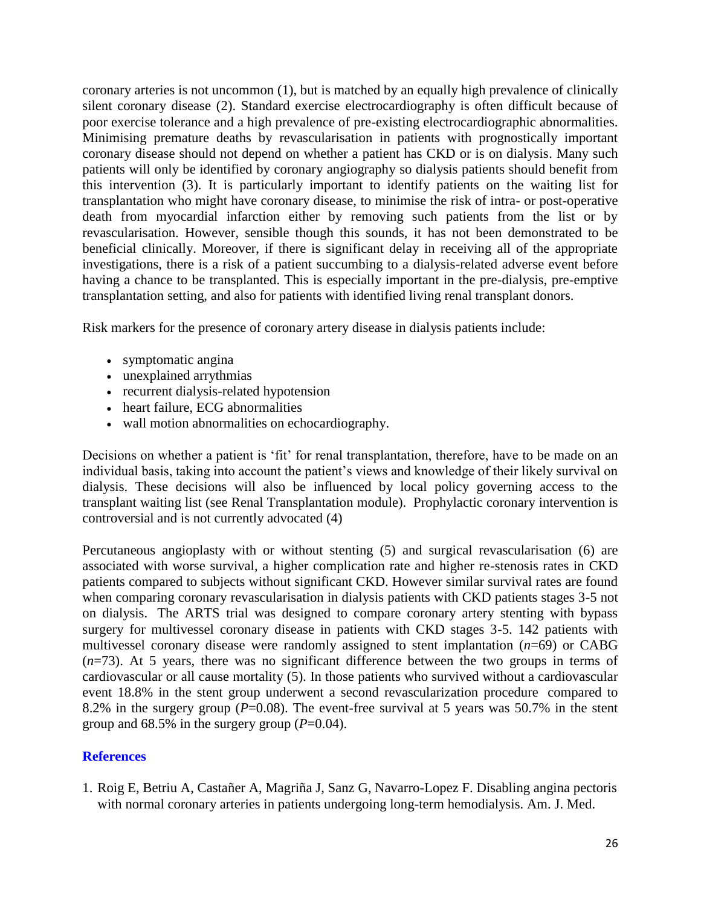coronary arteries is not uncommon (1), but is matched by an equally high prevalence of clinically silent coronary disease (2). Standard exercise electrocardiography is often difficult because of poor exercise tolerance and a high prevalence of pre-existing electrocardiographic abnormalities. Minimising premature deaths by revascularisation in patients with prognostically important coronary disease should not depend on whether a patient has CKD or is on dialysis. Many such patients will only be identified by coronary angiography so dialysis patients should benefit from this intervention (3). It is particularly important to identify patients on the waiting list for transplantation who might have coronary disease, to minimise the risk of intra- or post-operative death from myocardial infarction either by removing such patients from the list or by revascularisation. However, sensible though this sounds, it has not been demonstrated to be beneficial clinically. Moreover, if there is significant delay in receiving all of the appropriate investigations, there is a risk of a patient succumbing to a dialysis-related adverse event before having a chance to be transplanted. This is especially important in the pre-dialysis, pre-emptive transplantation setting, and also for patients with identified living renal transplant donors.

Risk markers for the presence of coronary artery disease in dialysis patients include:

- symptomatic angina
- unexplained arrythmias
- recurrent dialysis-related hypotension
- heart failure, ECG abnormalities
- wall motion abnormalities on echocardiography.

Decisions on whether a patient is 'fit' for renal transplantation, therefore, have to be made on an individual basis, taking into account the patient's views and knowledge of their likely survival on dialysis. These decisions will also be influenced by local policy governing access to the transplant waiting list (see Renal Transplantation module). Prophylactic coronary intervention is controversial and is not currently advocated (4)

Percutaneous angioplasty with or without stenting (5) and surgical revascularisation (6) are associated with worse survival, a higher complication rate and higher re-stenosis rates in CKD patients compared to subjects without significant CKD. However similar survival rates are found when comparing coronary revascularisation in dialysis patients with CKD patients stages 3-5 not on dialysis. The ARTS trial was designed to compare coronary artery stenting with bypass surgery for multivessel coronary disease in patients with CKD stages 3-5. 142 patients with multivessel coronary disease were randomly assigned to stent implantation ($n$=69) or CABG ($n$=73). At 5 years, there was no significant difference between the two groups in terms of cardiovascular or all cause mortality (5). In those patients who survived without a cardiovascular event 18.8% in the stent group underwent a second revascularization procedure compared to 8.2% in the surgery group ($P$=0.08). The event-free survival at 5 years was 50.7% in the stent group and 68.5% in the surgery group ($P$=0.04).

## References

1. Roig E, Betriu A, Castañer A, Magriña J, Sanz G, Navarro-Lopez F. Disabling angina pectoris with normal coronary arteries in patients undergoing long-term hemodialysis. Am. J. Med.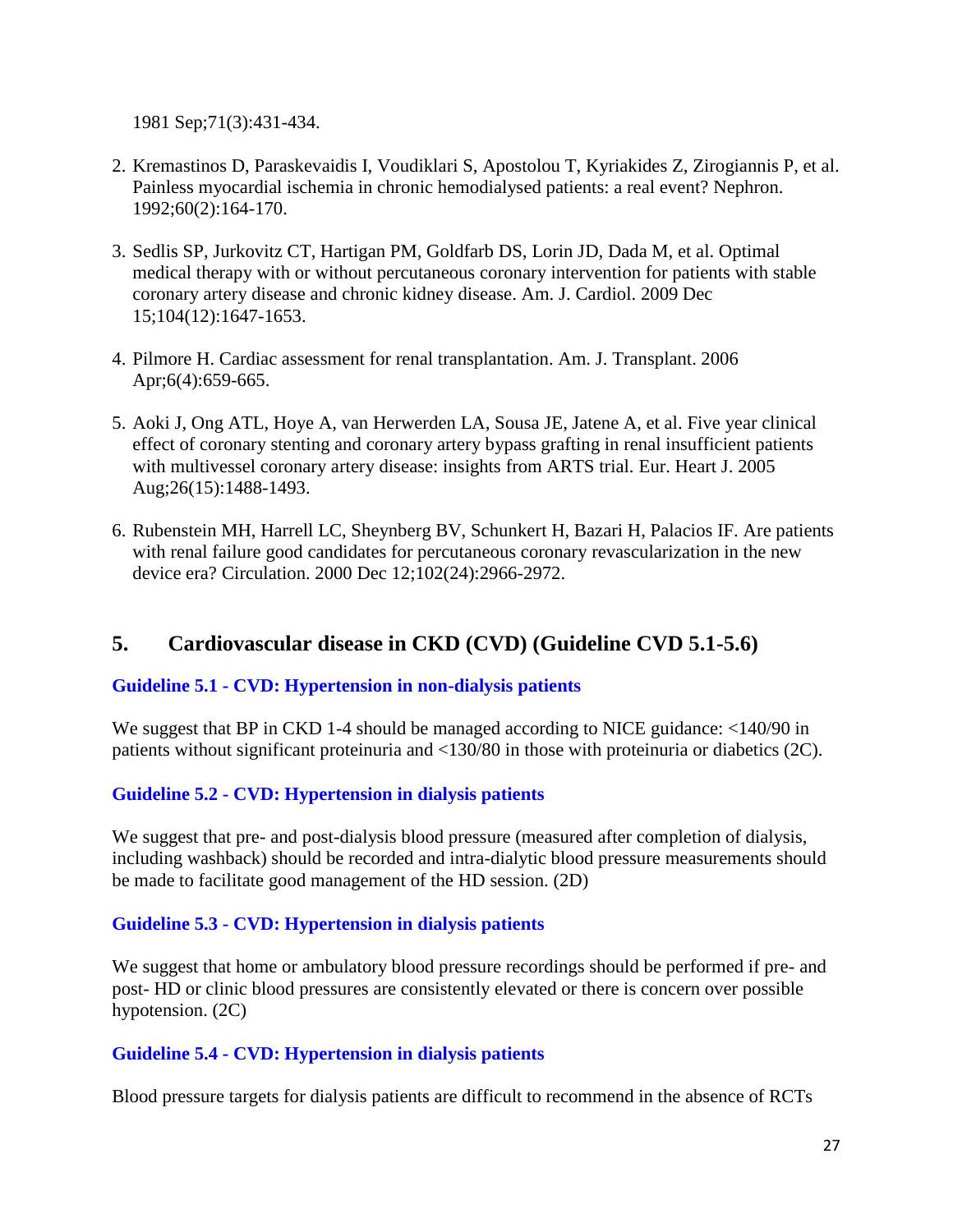1981 Sep;71(3):431-434.

2. Kremastinos D, Paraskevaidis I, Voudiklari S, Apostolou T, Kyriakides Z, Zirogiannis P, et al. Painless myocardial ischemia in chronic hemodialysed patients: a real event? Nephron. 1992;60(2):164-170.

3. Sedlis SP, Jurkovitz CT, Hartigan PM, Goldfarb DS, Lorin JD, Dada M, et al. Optimal medical therapy with or without percutaneous coronary intervention for patients with stable coronary artery disease and chronic kidney disease. Am. J. Cardiol. 2009 Dec 15;104(12):1647-1653.

4. Pilmore H. Cardiac assessment for renal transplantation. Am. J. Transplant. 2006 Apr;6(4):659-665.

5. Aoki J, Ong ATL, Hoye A, van Herwerden LA, Sousa JE, Jatene A, et al. Five year clinical effect of coronary stenting and coronary artery bypass grafting in renal insufficient patients with multivessel coronary artery disease: insights from ARTS trial. Eur. Heart J. 2005 Aug;26(15):1488-1493.

6. Rubenstein MH, Harrell LC, Sheynberg BV, Schunkert H, Bazari H, Palacios IF. Are patients with renal failure good candidates for percutaneous coronary revascularization in the new device era? Circulation. 2000 Dec 12;102(24):2966-2972.

## 5. Cardiovascular disease in CKD (CVD) (Guideline CVD 5.1-5.6)

### Guideline 5.1 - CVD: Hypertension in non-dialysis patients

We suggest that BP in CKD 1-4 should be managed according to NICE guidance: <140/90 in patients without significant proteinuria and <130/80 in those with proteinuria or diabetics (2C).

### Guideline 5.2 - CVD: Hypertension in dialysis patients

We suggest that pre- and post-dialysis blood pressure (measured after completion of dialysis, including washback) should be recorded and intra-dialytic blood pressure measurements should be made to facilitate good management of the HD session. (2D)

### Guideline 5.3 - CVD: Hypertension in dialysis patients

We suggest that home or ambulatory blood pressure recordings should be performed if pre- and post- HD or clinic blood pressures are consistently elevated or there is concern over possible hypotension. (2C)

### Guideline 5.4 - CVD: Hypertension in dialysis patients

Blood pressure targets for dialysis patients are difficult to recommend in the absence of RCTs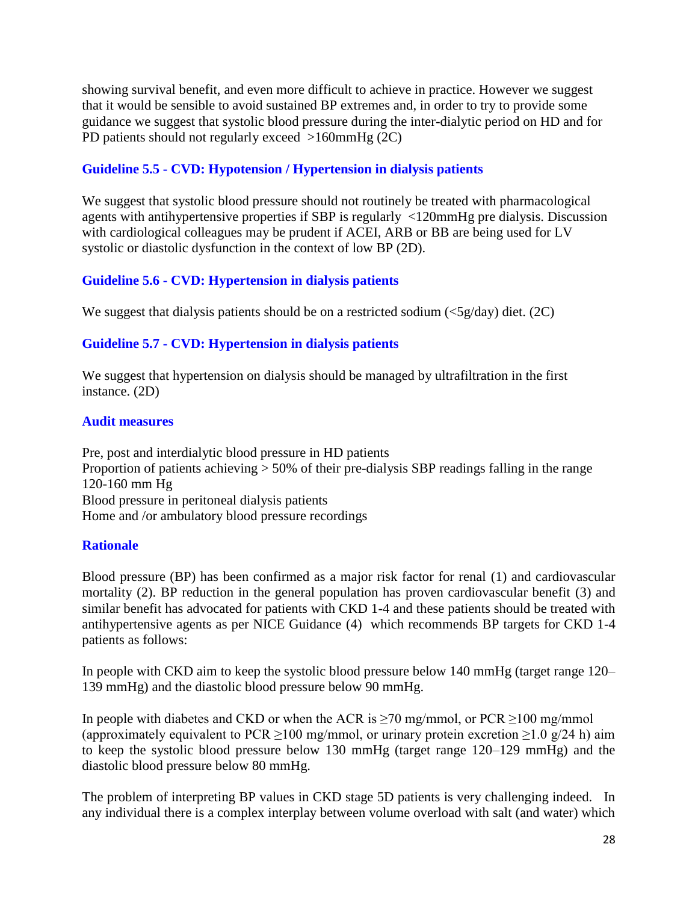showing survival benefit, and even more difficult to achieve in practice. However we suggest that it would be sensible to avoid sustained BP extremes and, in order to try to provide some guidance we suggest that systolic blood pressure during the inter-dialytic period on HD and for PD patients should not regularly exceed >160mmHg (2C)

### Guideline 5.5 - CVD: Hypotension / Hypertension in dialysis patients

We suggest that systolic blood pressure should not routinely be treated with pharmacological agents with antihypertensive properties if SBP is regularly <120mmHg pre dialysis. Discussion with cardiological colleagues may be prudent if ACEI, ARB or BB are being used for LV systolic or diastolic dysfunction in the context of low BP (2D).

### Guideline 5.6 - CVD: Hypertension in dialysis patients

We suggest that dialysis patients should be on a restricted sodium (<5g/day) diet. (2C)

### Guideline 5.7 - CVD: Hypertension in dialysis patients

We suggest that hypertension on dialysis should be managed by ultrafiltration in the first instance. (2D)

### Audit measures

Pre, post and interdialytic blood pressure in HD patients
Proportion of patients achieving > 50% of their pre-dialysis SBP readings falling in the range 120-160 mm Hg
Blood pressure in peritoneal dialysis patients
Home and /or ambulatory blood pressure recordings

### Rationale

Blood pressure (BP) has been confirmed as a major risk factor for renal (1) and cardiovascular mortality (2). BP reduction in the general population has proven cardiovascular benefit (3) and similar benefit has advocated for patients with CKD 1-4 and these patients should be treated with antihypertensive agents as per NICE Guidance (4) which recommends BP targets for CKD 1-4 patients as follows:

In people with CKD aim to keep the systolic blood pressure below 140 mmHg (target range 120–139 mmHg) and the diastolic blood pressure below 90 mmHg.

In people with diabetes and CKD or when the ACR is ≥70 mg/mmol, or PCR ≥100 mg/mmol (approximately equivalent to PCR ≥100 mg/mmol, or urinary protein excretion ≥1.0 g/24 h) aim to keep the systolic blood pressure below 130 mmHg (target range 120–129 mmHg) and the diastolic blood pressure below 80 mmHg.

The problem of interpreting BP values in CKD stage 5D patients is very challenging indeed. In any individual there is a complex interplay between volume overload with salt (and water) which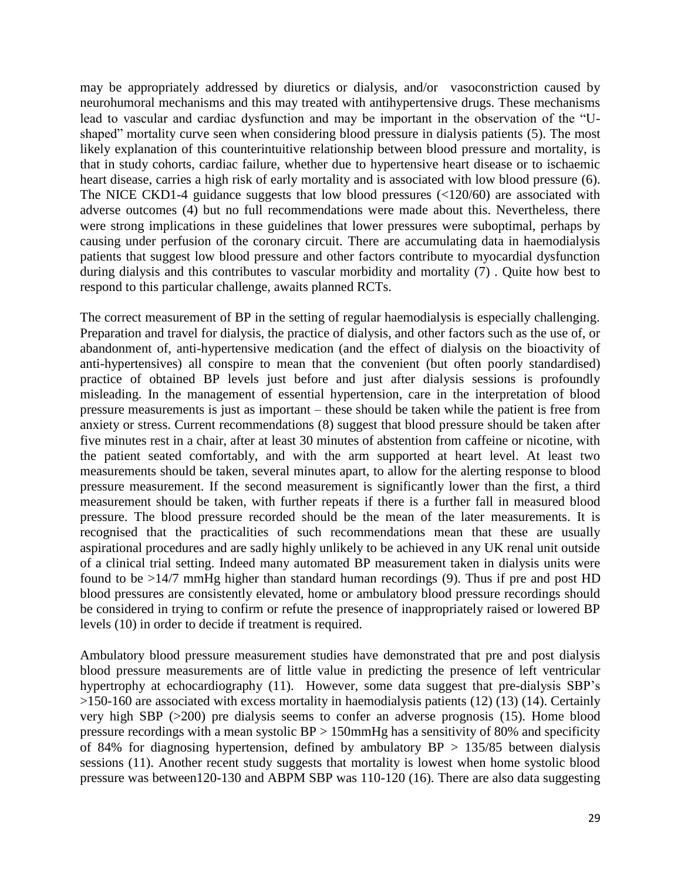may be appropriately addressed by diuretics or dialysis, and/or vasoconstriction caused by neurohumoral mechanisms and this may treated with antihypertensive drugs. These mechanisms lead to vascular and cardiac dysfunction and may be important in the observation of the "U-shaped" mortality curve seen when considering blood pressure in dialysis patients (5). The most likely explanation of this counterintuitive relationship between blood pressure and mortality, is that in study cohorts, cardiac failure, whether due to hypertensive heart disease or to ischaemic heart disease, carries a high risk of early mortality and is associated with low blood pressure (6). The NICE CKD1-4 guidance suggests that low blood pressures (<120/60) are associated with adverse outcomes (4) but no full recommendations were made about this. Nevertheless, there were strong implications in these guidelines that lower pressures were suboptimal, perhaps by causing under perfusion of the coronary circuit. There are accumulating data in haemodialysis patients that suggest low blood pressure and other factors contribute to myocardial dysfunction during dialysis and this contributes to vascular morbidity and mortality (7) . Quite how best to respond to this particular challenge, awaits planned RCTs.

The correct measurement of BP in the setting of regular haemodialysis is especially challenging. Preparation and travel for dialysis, the practice of dialysis, and other factors such as the use of, or abandonment of, anti-hypertensive medication (and the effect of dialysis on the bioactivity of anti-hypertensives) all conspire to mean that the convenient (but often poorly standardised) practice of obtained BP levels just before and just after dialysis sessions is profoundly misleading. In the management of essential hypertension, care in the interpretation of blood pressure measurements is just as important – these should be taken while the patient is free from anxiety or stress. Current recommendations (8) suggest that blood pressure should be taken after five minutes rest in a chair, after at least 30 minutes of abstention from caffeine or nicotine, with the patient seated comfortably, and with the arm supported at heart level. At least two measurements should be taken, several minutes apart, to allow for the alerting response to blood pressure measurement. If the second measurement is significantly lower than the first, a third measurement should be taken, with further repeats if there is a further fall in measured blood pressure. The blood pressure recorded should be the mean of the later measurements. It is recognised that the practicalities of such recommendations mean that these are usually aspirational procedures and are sadly highly unlikely to be achieved in any UK renal unit outside of a clinical trial setting. Indeed many automated BP measurement taken in dialysis units were found to be >14/7 mmHg higher than standard human recordings (9). Thus if pre and post HD blood pressures are consistently elevated, home or ambulatory blood pressure recordings should be considered in trying to confirm or refute the presence of inappropriately raised or lowered BP levels (10) in order to decide if treatment is required.

Ambulatory blood pressure measurement studies have demonstrated that pre and post dialysis blood pressure measurements are of little value in predicting the presence of left ventricular hypertrophy at echocardiography (11). However, some data suggest that pre-dialysis SBP's >150-160 are associated with excess mortality in haemodialysis patients (12) (13) (14). Certainly very high SBP (>200) pre dialysis seems to confer an adverse prognosis (15). Home blood pressure recordings with a mean systolic BP > 150mmHg has a sensitivity of 80% and specificity of 84% for diagnosing hypertension, defined by ambulatory BP > 135/85 between dialysis sessions (11). Another recent study suggests that mortality is lowest when home systolic blood pressure was between120-130 and ABPM SBP was 110-120 (16). There are also data suggesting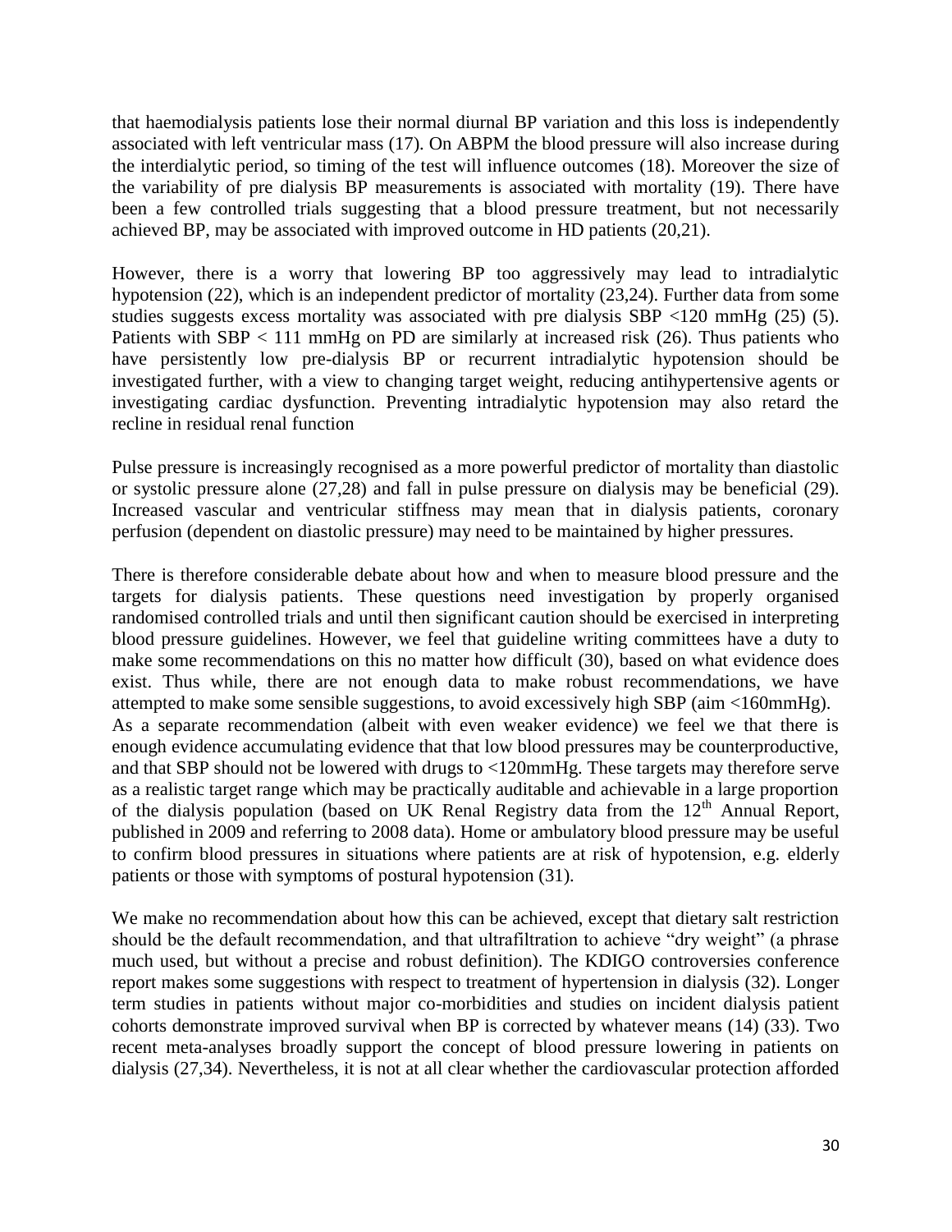that haemodialysis patients lose their normal diurnal BP variation and this loss is independently associated with left ventricular mass (17). On ABPM the blood pressure will also increase during the interdialytic period, so timing of the test will influence outcomes (18). Moreover the size of the variability of pre dialysis BP measurements is associated with mortality (19). There have been a few controlled trials suggesting that a blood pressure treatment, but not necessarily achieved BP, may be associated with improved outcome in HD patients (20,21).

However, there is a worry that lowering BP too aggressively may lead to intradialytic hypotension (22), which is an independent predictor of mortality (23,24). Further data from some studies suggests excess mortality was associated with pre dialysis SBP <120 mmHg (25) (5). Patients with SBP < 111 mmHg on PD are similarly at increased risk (26). Thus patients who have persistently low pre-dialysis BP or recurrent intradialytic hypotension should be investigated further, with a view to changing target weight, reducing antihypertensive agents or investigating cardiac dysfunction. Preventing intradialytic hypotension may also retard the recline in residual renal function

Pulse pressure is increasingly recognised as a more powerful predictor of mortality than diastolic or systolic pressure alone (27,28) and fall in pulse pressure on dialysis may be beneficial (29). Increased vascular and ventricular stiffness may mean that in dialysis patients, coronary perfusion (dependent on diastolic pressure) may need to be maintained by higher pressures.

There is therefore considerable debate about how and when to measure blood pressure and the targets for dialysis patients. These questions need investigation by properly organised randomised controlled trials and until then significant caution should be exercised in interpreting blood pressure guidelines. However, we feel that guideline writing committees have a duty to make some recommendations on this no matter how difficult (30), based on what evidence does exist. Thus while, there are not enough data to make robust recommendations, we have attempted to make some sensible suggestions, to avoid excessively high SBP (aim <160mmHg).
As a separate recommendation (albeit with even weaker evidence) we feel we that there is enough evidence accumulating evidence that that low blood pressures may be counterproductive, and that SBP should not be lowered with drugs to <120mmHg. These targets may therefore serve as a realistic target range which may be practically auditable and achievable in a large proportion of the dialysis population (based on UK Renal Registry data from the 12th Annual Report, published in 2009 and referring to 2008 data). Home or ambulatory blood pressure may be useful to confirm blood pressures in situations where patients are at risk of hypotension, e.g. elderly patients or those with symptoms of postural hypotension (31).

We make no recommendation about how this can be achieved, except that dietary salt restriction should be the default recommendation, and that ultrafiltration to achieve "dry weight" (a phrase much used, but without a precise and robust definition). The KDIGO controversies conference report makes some suggestions with respect to treatment of hypertension in dialysis (32). Longer term studies in patients without major co-morbidities and studies on incident dialysis patient cohorts demonstrate improved survival when BP is corrected by whatever means (14) (33). Two recent meta-analyses broadly support the concept of blood pressure lowering in patients on dialysis (27,34). Nevertheless, it is not at all clear whether the cardiovascular protection afforded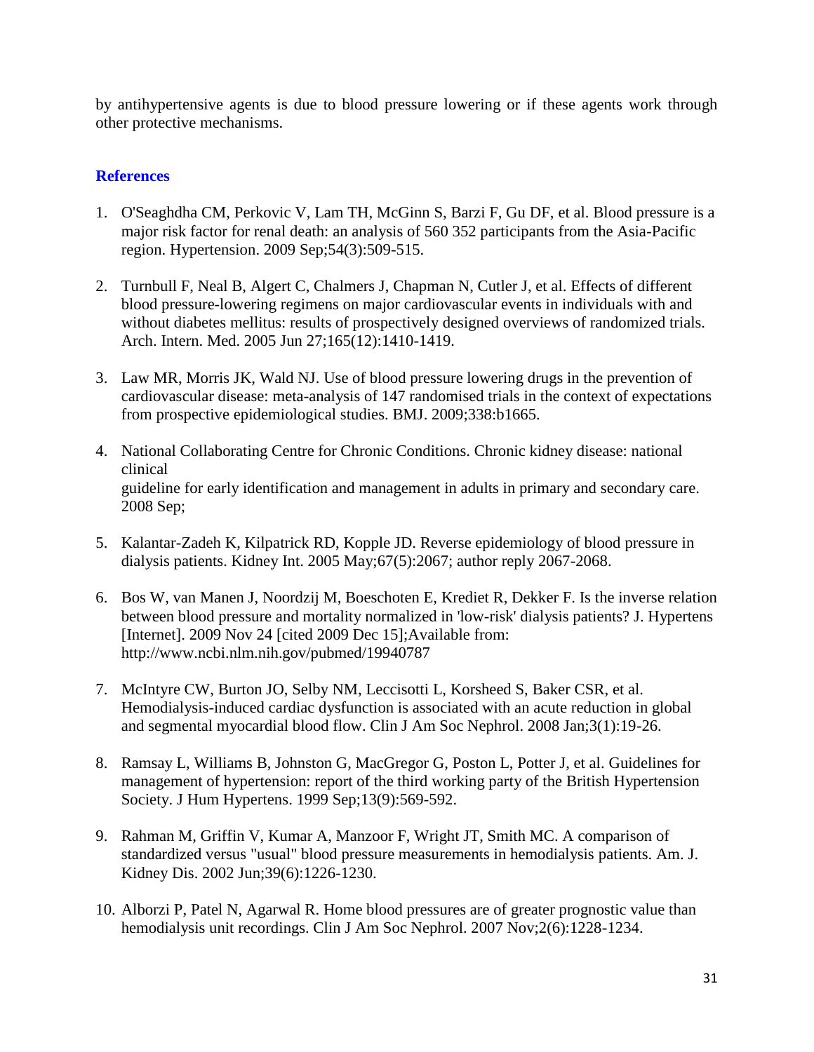by antihypertensive agents is due to blood pressure lowering or if these agents work through other protective mechanisms.

## References

1. O'Seaghdha CM, Perkovic V, Lam TH, McGinn S, Barzi F, Gu DF, et al. Blood pressure is a major risk factor for renal death: an analysis of 560 352 participants from the Asia-Pacific region. Hypertension. 2009 Sep;54(3):509-515.

2. Turnbull F, Neal B, Algert C, Chalmers J, Chapman N, Cutler J, et al. Effects of different blood pressure-lowering regimens on major cardiovascular events in individuals with and without diabetes mellitus: results of prospectively designed overviews of randomized trials. Arch. Intern. Med. 2005 Jun 27;165(12):1410-1419.

3. Law MR, Morris JK, Wald NJ. Use of blood pressure lowering drugs in the prevention of cardiovascular disease: meta-analysis of 147 randomised trials in the context of expectations from prospective epidemiological studies. BMJ. 2009;338:b1665.

4. National Collaborating Centre for Chronic Conditions. Chronic kidney disease: national clinical guideline for early identification and management in adults in primary and secondary care. 2008 Sep;

5. Kalantar-Zadeh K, Kilpatrick RD, Kopple JD. Reverse epidemiology of blood pressure in dialysis patients. Kidney Int. 2005 May;67(5):2067; author reply 2067-2068.

6. Bos W, van Manen J, Noordzij M, Boeschoten E, Krediet R, Dekker F. Is the inverse relation between blood pressure and mortality normalized in 'low-risk' dialysis patients? J. Hypertens [Internet]. 2009 Nov 24 [cited 2009 Dec 15];Available from: http://www.ncbi.nlm.nih.gov/pubmed/19940787

7. McIntyre CW, Burton JO, Selby NM, Leccisotti L, Korsheed S, Baker CSR, et al. Hemodialysis-induced cardiac dysfunction is associated with an acute reduction in global and segmental myocardial blood flow. Clin J Am Soc Nephrol. 2008 Jan;3(1):19-26.

8. Ramsay L, Williams B, Johnston G, MacGregor G, Poston L, Potter J, et al. Guidelines for management of hypertension: report of the third working party of the British Hypertension Society. J Hum Hypertens. 1999 Sep;13(9):569-592.

9. Rahman M, Griffin V, Kumar A, Manzoor F, Wright JT, Smith MC. A comparison of standardized versus "usual" blood pressure measurements in hemodialysis patients. Am. J. Kidney Dis. 2002 Jun;39(6):1226-1230.

10. Alborzi P, Patel N, Agarwal R. Home blood pressures are of greater prognostic value than hemodialysis unit recordings. Clin J Am Soc Nephrol. 2007 Nov;2(6):1228-1234.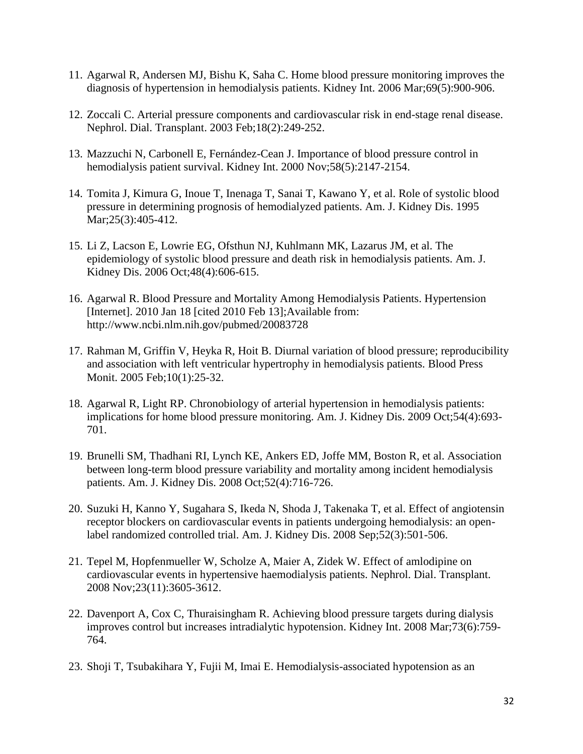11. Agarwal R, Andersen MJ, Bishu K, Saha C. Home blood pressure monitoring improves the diagnosis of hypertension in hemodialysis patients. Kidney Int. 2006 Mar;69(5):900-906.

12. Zoccali C. Arterial pressure components and cardiovascular risk in end-stage renal disease. Nephrol. Dial. Transplant. 2003 Feb;18(2):249-252.

13. Mazzuchi N, Carbonell E, Fernández-Cean J. Importance of blood pressure control in hemodialysis patient survival. Kidney Int. 2000 Nov;58(5):2147-2154.

14. Tomita J, Kimura G, Inoue T, Inenaga T, Sanai T, Kawano Y, et al. Role of systolic blood pressure in determining prognosis of hemodialyzed patients. Am. J. Kidney Dis. 1995 Mar;25(3):405-412.

15. Li Z, Lacson E, Lowrie EG, Ofsthun NJ, Kuhlmann MK, Lazarus JM, et al. The epidemiology of systolic blood pressure and death risk in hemodialysis patients. Am. J. Kidney Dis. 2006 Oct;48(4):606-615.

16. Agarwal R. Blood Pressure and Mortality Among Hemodialysis Patients. Hypertension [Internet]. 2010 Jan 18 [cited 2010 Feb 13];Available from: http://www.ncbi.nlm.nih.gov/pubmed/20083728

17. Rahman M, Griffin V, Heyka R, Hoit B. Diurnal variation of blood pressure; reproducibility and association with left ventricular hypertrophy in hemodialysis patients. Blood Press Monit. 2005 Feb;10(1):25-32.

18. Agarwal R, Light RP. Chronobiology of arterial hypertension in hemodialysis patients: implications for home blood pressure monitoring. Am. J. Kidney Dis. 2009 Oct;54(4):693-701.

19. Brunelli SM, Thadhani RI, Lynch KE, Ankers ED, Joffe MM, Boston R, et al. Association between long-term blood pressure variability and mortality among incident hemodialysis patients. Am. J. Kidney Dis. 2008 Oct;52(4):716-726.

20. Suzuki H, Kanno Y, Sugahara S, Ikeda N, Shoda J, Takenaka T, et al. Effect of angiotensin receptor blockers on cardiovascular events in patients undergoing hemodialysis: an open-label randomized controlled trial. Am. J. Kidney Dis. 2008 Sep;52(3):501-506.

21. Tepel M, Hopfenmueller W, Scholze A, Maier A, Zidek W. Effect of amlodipine on cardiovascular events in hypertensive haemodialysis patients. Nephrol. Dial. Transplant. 2008 Nov;23(11):3605-3612.

22. Davenport A, Cox C, Thuraisingham R. Achieving blood pressure targets during dialysis improves control but increases intradialytic hypotension. Kidney Int. 2008 Mar;73(6):759-764.

23. Shoji T, Tsubakihara Y, Fujii M, Imai E. Hemodialysis-associated hypotension as an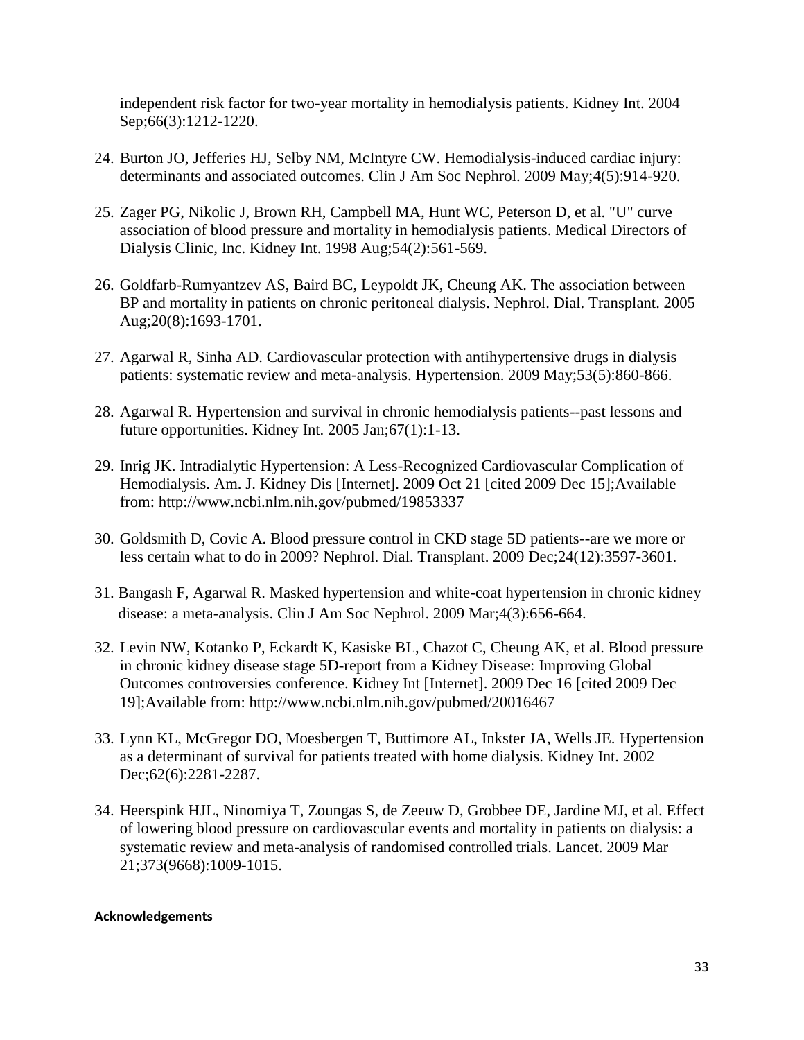independent risk factor for two-year mortality in hemodialysis patients. Kidney Int. 2004 Sep;66(3):1212-1220.

24. Burton JO, Jefferies HJ, Selby NM, McIntyre CW. Hemodialysis-induced cardiac injury: determinants and associated outcomes. Clin J Am Soc Nephrol. 2009 May;4(5):914-920.

25. Zager PG, Nikolic J, Brown RH, Campbell MA, Hunt WC, Peterson D, et al. "U" curve association of blood pressure and mortality in hemodialysis patients. Medical Directors of Dialysis Clinic, Inc. Kidney Int. 1998 Aug;54(2):561-569.

26. Goldfarb-Rumyantzev AS, Baird BC, Leypoldt JK, Cheung AK. The association between BP and mortality in patients on chronic peritoneal dialysis. Nephrol. Dial. Transplant. 2005 Aug;20(8):1693-1701.

27. Agarwal R, Sinha AD. Cardiovascular protection with antihypertensive drugs in dialysis patients: systematic review and meta-analysis. Hypertension. 2009 May;53(5):860-866.

28. Agarwal R. Hypertension and survival in chronic hemodialysis patients--past lessons and future opportunities. Kidney Int. 2005 Jan;67(1):1-13.

29. Inrig JK. Intradialytic Hypertension: A Less-Recognized Cardiovascular Complication of Hemodialysis. Am. J. Kidney Dis [Internet]. 2009 Oct 21 [cited 2009 Dec 15];Available from: http://www.ncbi.nlm.nih.gov/pubmed/19853337

30. Goldsmith D, Covic A. Blood pressure control in CKD stage 5D patients--are we more or less certain what to do in 2009? Nephrol. Dial. Transplant. 2009 Dec;24(12):3597-3601.

31. Bangash F, Agarwal R. Masked hypertension and white-coat hypertension in chronic kidney disease: a meta-analysis. Clin J Am Soc Nephrol. 2009 Mar;4(3):656-664.

32. Levin NW, Kotanko P, Eckardt K, Kasiske BL, Chazot C, Cheung AK, et al. Blood pressure in chronic kidney disease stage 5D-report from a Kidney Disease: Improving Global Outcomes controversies conference. Kidney Int [Internet]. 2009 Dec 16 [cited 2009 Dec 19];Available from: http://www.ncbi.nlm.nih.gov/pubmed/20016467

33. Lynn KL, McGregor DO, Moesbergen T, Buttimore AL, Inkster JA, Wells JE. Hypertension as a determinant of survival for patients treated with home dialysis. Kidney Int. 2002 Dec;62(6):2281-2287.

34. Heerspink HJL, Ninomiya T, Zoungas S, de Zeeuw D, Grobbee DE, Jardine MJ, et al. Effect of lowering blood pressure on cardiovascular events and mortality in patients on dialysis: a systematic review and meta-analysis of randomised controlled trials. Lancet. 2009 Mar 21;373(9668):1009-1015.

**Acknowledgements**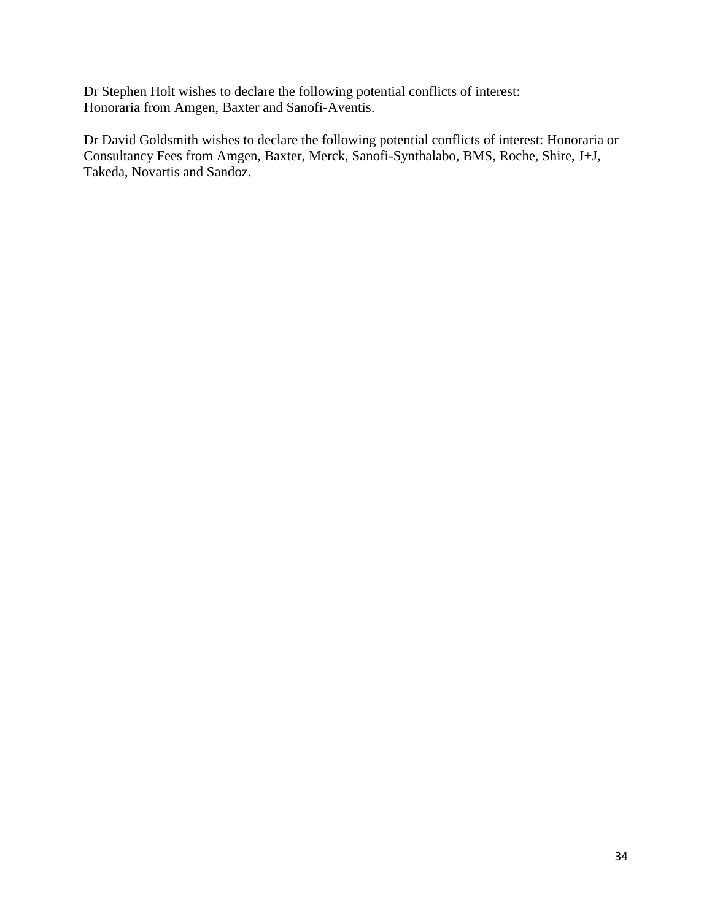Dr Stephen Holt wishes to declare the following potential conflicts of interest:
Honoraria from Amgen, Baxter and Sanofi-Aventis.

Dr David Goldsmith wishes to declare the following potential conflicts of interest: Honoraria or Consultancy Fees from Amgen, Baxter, Merck, Sanofi-Synthalabo, BMS, Roche, Shire, J+J, Takeda, Novartis and Sandoz.